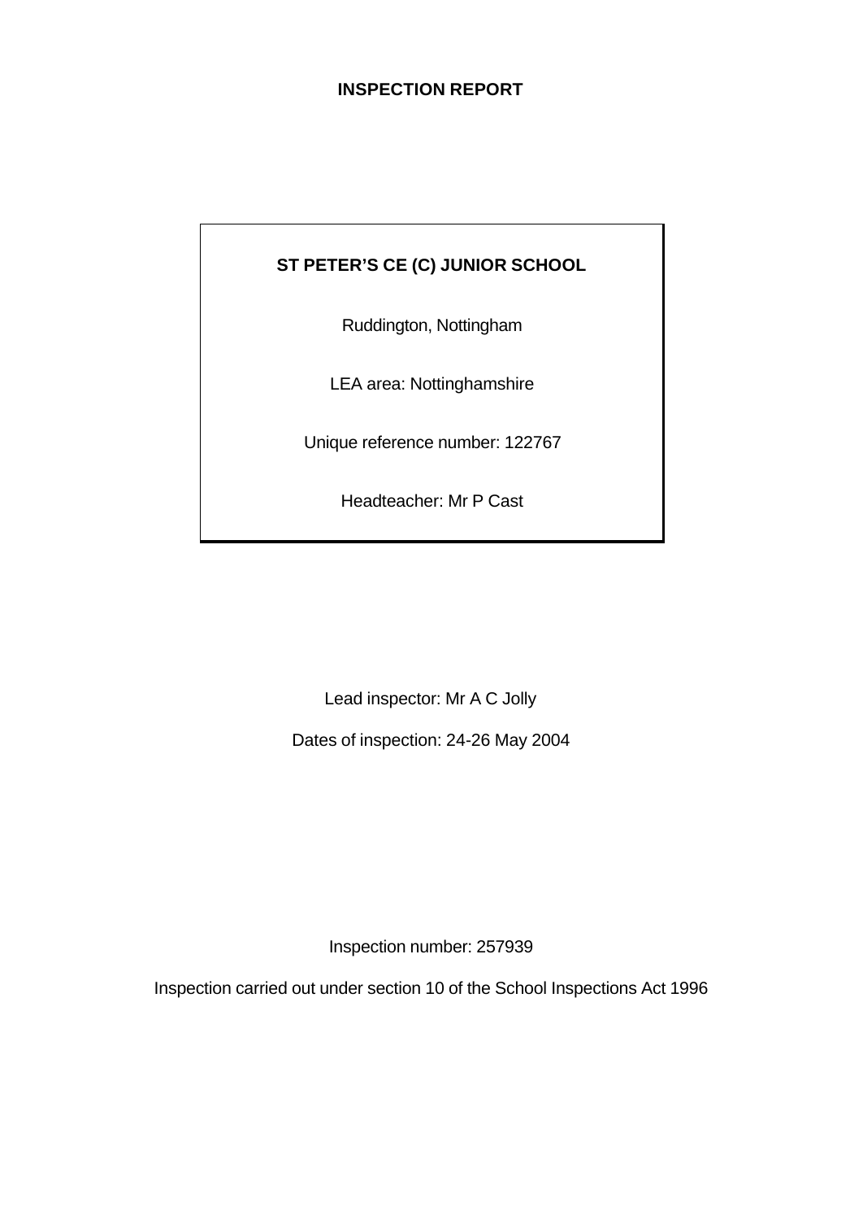# INSPECTION REPORT

**ST PETER'S CE (C) JUNIOR SCHOOL**

Ruddington, Nottingham

LEA area: Nottinghamshire

Unique reference number: 122767

Headteacher: Mr P Cast

Lead inspector: Mr A C Jolly

Dates of inspection: 24-26 May 2004

Inspection number: 257939

Inspection carried out under section 10 of the School Inspections Act 1996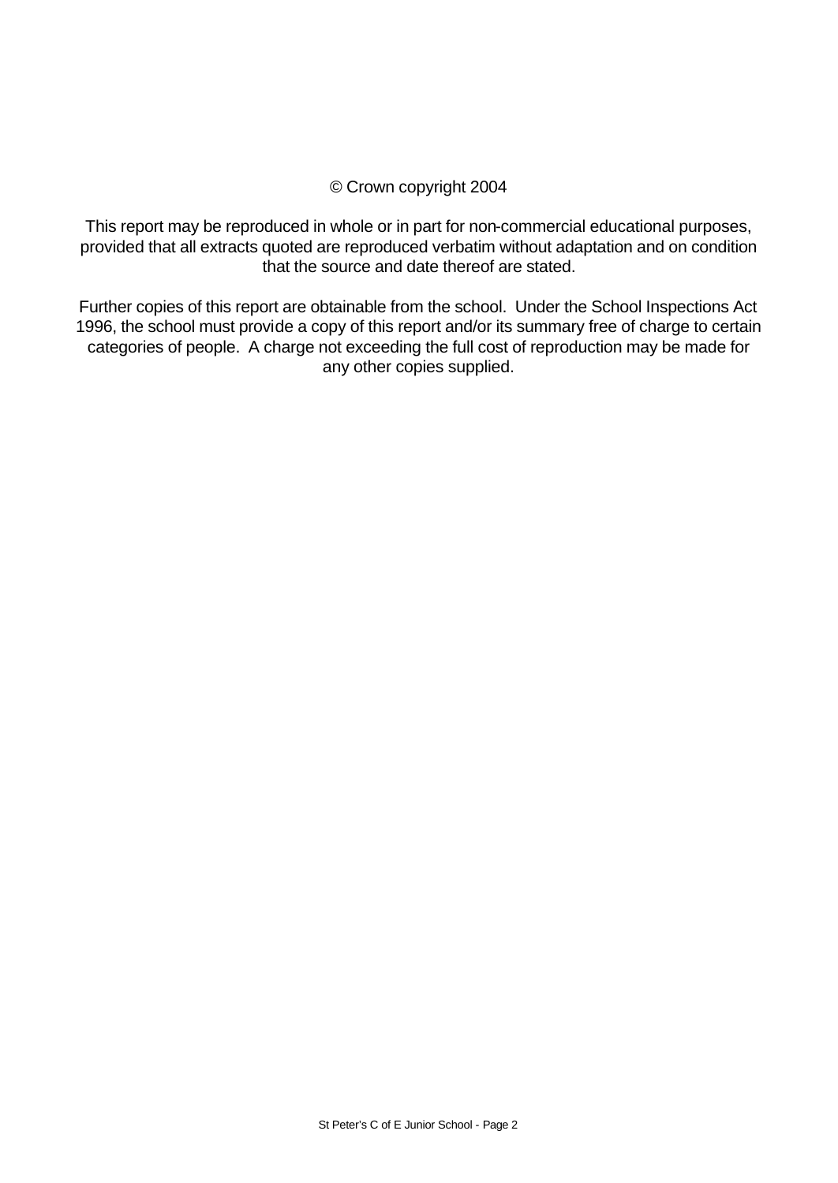© Crown copyright 2004

This report may be reproduced in whole or in part for non-commercial educational purposes, provided that all extracts quoted are reproduced verbatim without adaptation and on condition that the source and date thereof are stated.

Further copies of this report are obtainable from the school. Under the School Inspections Act 1996, the school must provide a copy of this report and/or its summary free of charge to certain categories of people. A charge not exceeding the full cost of reproduction may be made for any other copies supplied.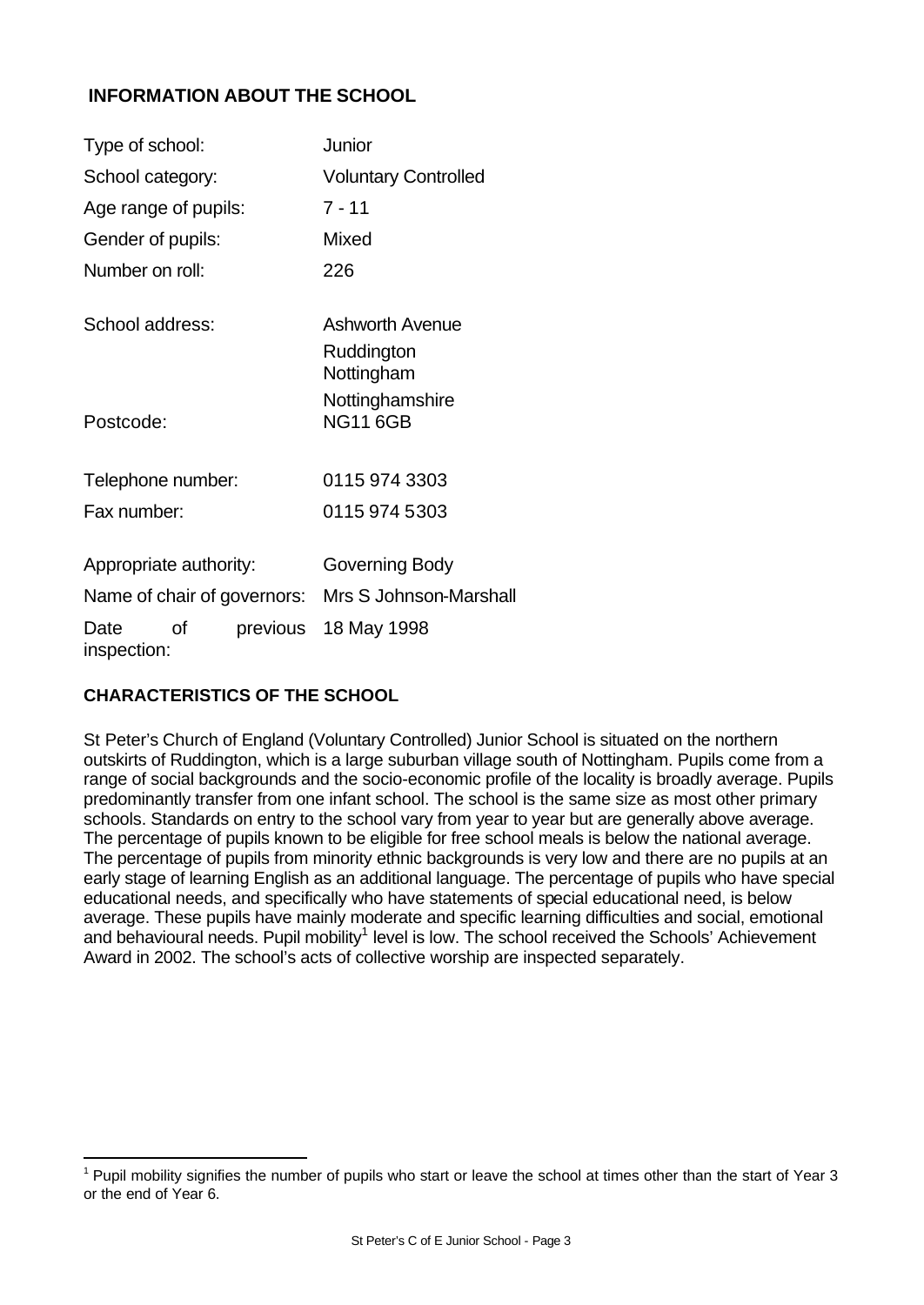## INFORMATION ABOUT THE SCHOOL

| | |
|---|---|
| Type of school: | Junior |
| School category: | Voluntary Controlled |
| Age range of pupils: | 7 - 11 |
| Gender of pupils: | Mixed |
| Number on roll: | 226 |
| School address: | Ashworth Avenue<br>Ruddington<br>Nottingham<br>Nottinghamshire |
| Postcode: | NG11 6GB |
| Telephone number: | 0115 974 3303 |
| Fax number: | 0115 974 5303 |
| Appropriate authority: | Governing Body |
| Name of chair of governors: | Mrs S Johnson-Marshall |
| Date of previous inspection: | 18 May 1998 |

## CHARACTERISTICS OF THE SCHOOL

St Peter's Church of England (Voluntary Controlled) Junior School is situated on the northern outskirts of Ruddington, which is a large suburban village south of Nottingham. Pupils come from a range of social backgrounds and the socio-economic profile of the locality is broadly average. Pupils predominantly transfer from one infant school. The school is the same size as most other primary schools. Standards on entry to the school vary from year to year but are generally above average. The percentage of pupils known to be eligible for free school meals is below the national average. The percentage of pupils from minority ethnic backgrounds is very low and there are no pupils at an early stage of learning English as an additional language. The percentage of pupils who have special educational needs, and specifically who have statements of special educational need, is below average. These pupils have mainly moderate and specific learning difficulties and social, emotional and behavioural needs. Pupil mobility[1] level is low. The school received the Schools' Achievement Award in 2002. The school's acts of collective worship are inspected separately.

[1] Pupil mobility signifies the number of pupils who start or leave the school at times other than the start of Year 3 or the end of Year 6.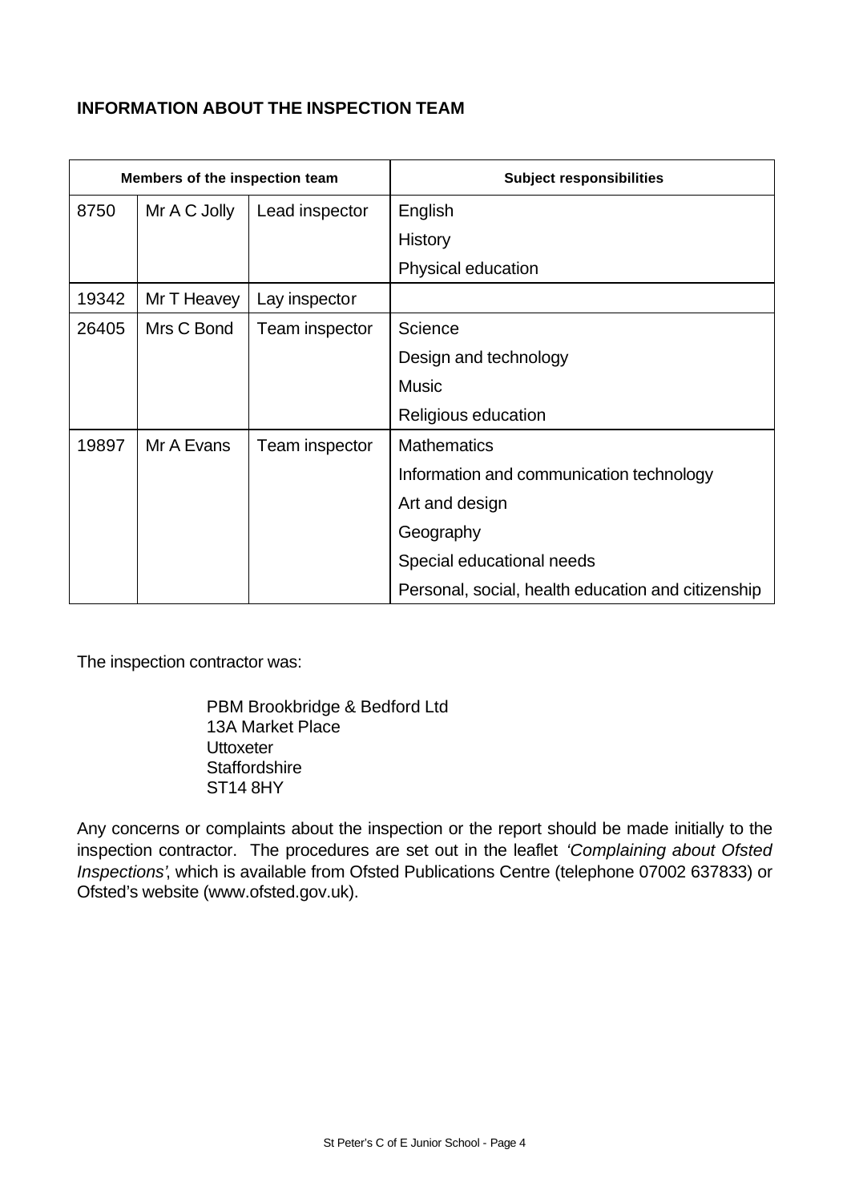**INFORMATION ABOUT THE INSPECTION TEAM**

| Members of the inspection team | | | Subject responsibilities |
|---|---|---|---|
| 8750 | Mr A C Jolly | Lead inspector | English |
| | | | History |
| | | | Physical education |
| 19342 | Mr T Heavey | Lay inspector | |
| 26405 | Mrs C Bond | Team inspector | Science |
| | | | Design and technology |
| | | | Music |
| | | | Religious education |
| 19897 | Mr A Evans | Team inspector | Mathematics |
| | | | Information and communication technology |
| | | | Art and design |
| | | | Geography |
| | | | Special educational needs |
| | | | Personal, social, health education and citizenship |

The inspection contractor was:

PBM Brookbridge & Bedford Ltd
13A Market Place
Uttoxeter
Staffordshire
ST14 8HY

Any concerns or complaints about the inspection or the report should be made initially to the inspection contractor. The procedures are set out in the leaflet *'Complaining about Ofsted Inspections'*, which is available from Ofsted Publications Centre (telephone 07002 637833) or Ofsted's website (www.ofsted.gov.uk).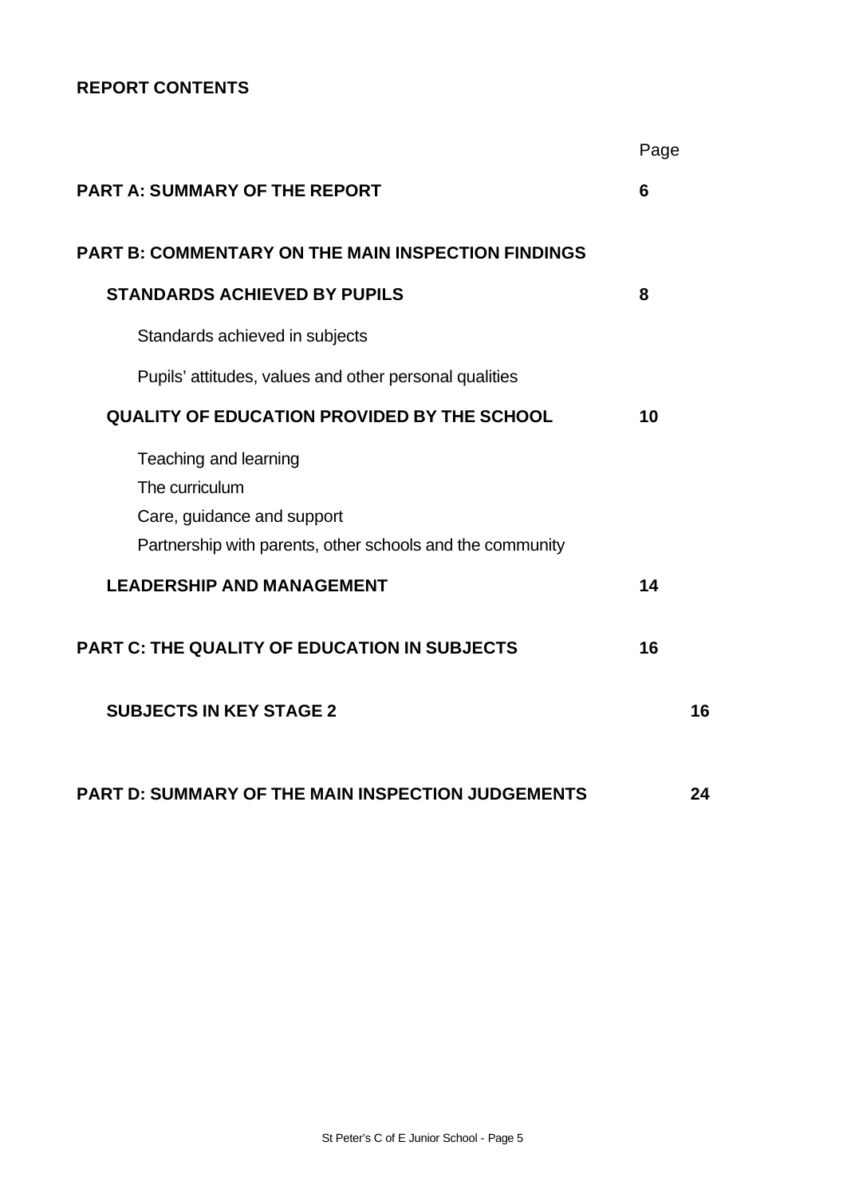**REPORT CONTENTS**

| | Page |
|---|---|
| **PART A: SUMMARY OF THE REPORT** | **6** |
| **PART B: COMMENTARY ON THE MAIN INSPECTION FINDINGS** | |
| **STANDARDS ACHIEVED BY PUPILS** | **8** |
| Standards achieved in subjects | |
| Pupils' attitudes, values and other personal qualities | |
| **QUALITY OF EDUCATION PROVIDED BY THE SCHOOL** | **10** |
| Teaching and learning<br>The curriculum<br>Care, guidance and support<br>Partnership with parents, other schools and the community | |
| **LEADERSHIP AND MANAGEMENT** | **14** |
| **PART C: THE QUALITY OF EDUCATION IN SUBJECTS** | **16** |
| **SUBJECTS IN KEY STAGE 2** | **16** |
| **PART D: SUMMARY OF THE MAIN INSPECTION JUDGEMENTS** | **24** |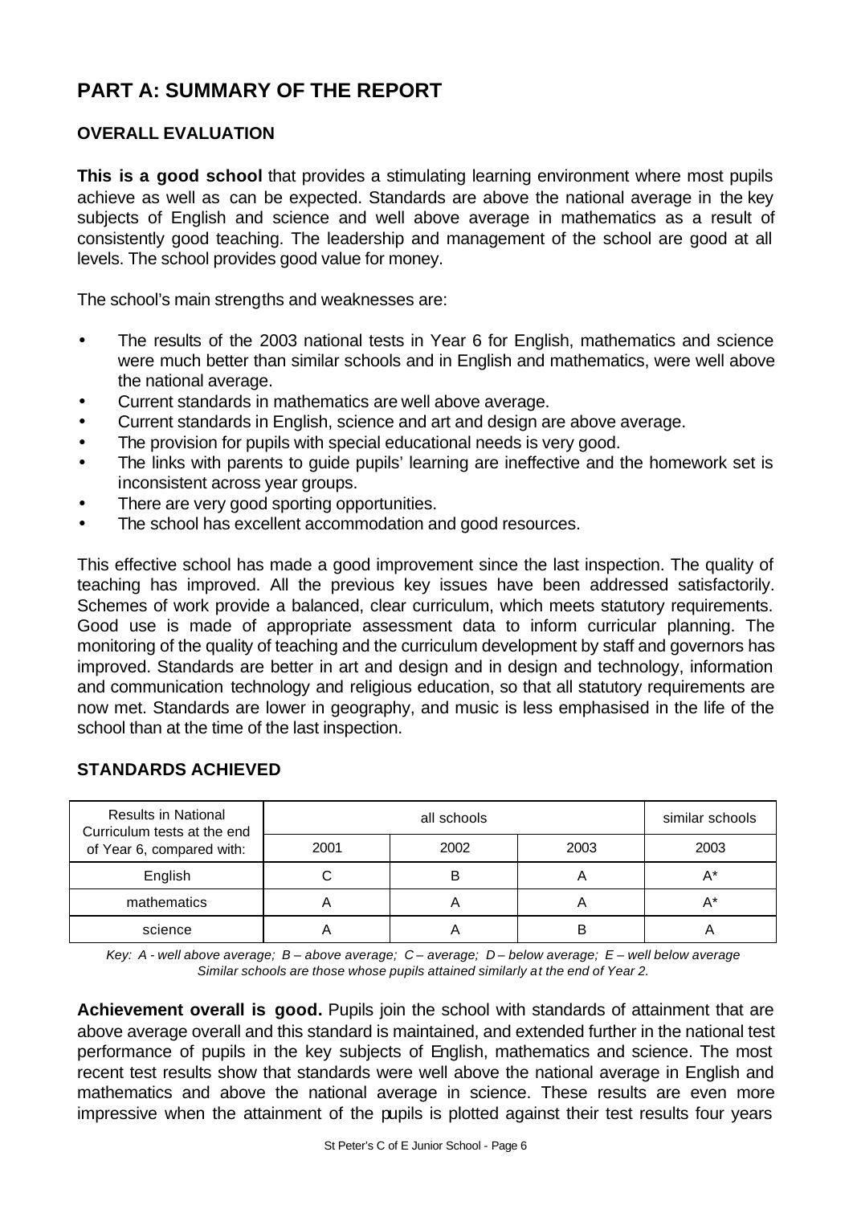# PART A: SUMMARY OF THE REPORT

## OVERALL EVALUATION

**This is a good school** that provides a stimulating learning environment where most pupils achieve as well as can be expected. Standards are above the national average in the key subjects of English and science and well above average in mathematics as a result of consistently good teaching. The leadership and management of the school are good at all levels. The school provides good value for money.

The school's main strengths and weaknesses are:

- The results of the 2003 national tests in Year 6 for English, mathematics and science were much better than similar schools and in English and mathematics, were well above the national average.
- Current standards in mathematics are well above average.
- Current standards in English, science and art and design are above average.
- The provision for pupils with special educational needs is very good.
- The links with parents to guide pupils' learning are ineffective and the homework set is inconsistent across year groups.
- There are very good sporting opportunities.
- The school has excellent accommodation and good resources.

This effective school has made a good improvement since the last inspection. The quality of teaching has improved. All the previous key issues have been addressed satisfactorily. Schemes of work provide a balanced, clear curriculum, which meets statutory requirements. Good use is made of appropriate assessment data to inform curricular planning. The monitoring of the quality of teaching and the curriculum development by staff and governors has improved. Standards are better in art and design and in design and technology, information and communication technology and religious education, so that all statutory requirements are now met. Standards are lower in geography, and music is less emphasised in the life of the school than at the time of the last inspection.

## STANDARDS ACHIEVED

| Results in National Curriculum tests at the end of Year 6, compared with: | all schools | | | similar schools |
|---|---|---|---|---|
| | 2001 | 2002 | 2003 | 2003 |
| English | C | B | A | A* |
| mathematics | A | A | A | A* |
| science | A | A | B | A |

*Key: A - well above average; B – above average; C – average; D – below average; E – well below average*
*Similar schools are those whose pupils attained similarly at the end of Year 2.*

**Achievement overall is good.** Pupils join the school with standards of attainment that are above average overall and this standard is maintained, and extended further in the national test performance of pupils in the key subjects of English, mathematics and science. The most recent test results show that standards were well above the national average in English and mathematics and above the national average in science. These results are even more impressive when the attainment of the pupils is plotted against their test results four years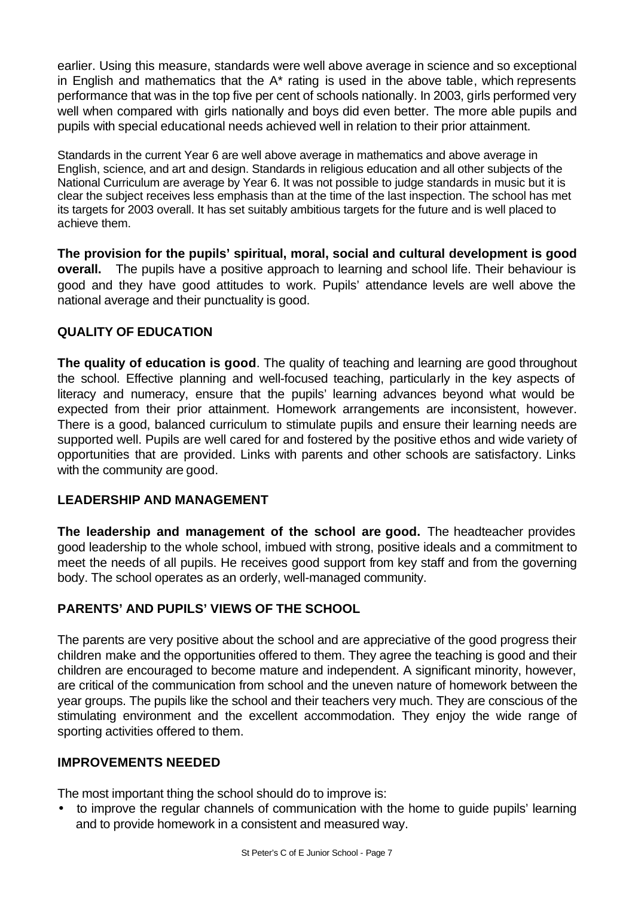earlier. Using this measure, standards were well above average in science and so exceptional in English and mathematics that the A* rating is used in the above table, which represents performance that was in the top five per cent of schools nationally. In 2003, girls performed very well when compared with girls nationally and boys did even better. The more able pupils and pupils with special educational needs achieved well in relation to their prior attainment.

Standards in the current Year 6 are well above average in mathematics and above average in English, science, and art and design. Standards in religious education and all other subjects of the National Curriculum are average by Year 6. It was not possible to judge standards in music but it is clear the subject receives less emphasis than at the time of the last inspection. The school has met its targets for 2003 overall. It has set suitably ambitious targets for the future and is well placed to achieve them.

**The provision for the pupils' spiritual, moral, social and cultural development is good overall.** The pupils have a positive approach to learning and school life. Their behaviour is good and they have good attitudes to work. Pupils' attendance levels are well above the national average and their punctuality is good.

## QUALITY OF EDUCATION

**The quality of education is good**. The quality of teaching and learning are good throughout the school. Effective planning and well-focused teaching, particularly in the key aspects of literacy and numeracy, ensure that the pupils' learning advances beyond what would be expected from their prior attainment. Homework arrangements are inconsistent, however. There is a good, balanced curriculum to stimulate pupils and ensure their learning needs are supported well. Pupils are well cared for and fostered by the positive ethos and wide variety of opportunities that are provided. Links with parents and other schools are satisfactory. Links with the community are good.

## LEADERSHIP AND MANAGEMENT

**The leadership and management of the school are good.** The headteacher provides good leadership to the whole school, imbued with strong, positive ideals and a commitment to meet the needs of all pupils. He receives good support from key staff and from the governing body. The school operates as an orderly, well-managed community.

## PARENTS' AND PUPILS' VIEWS OF THE SCHOOL

The parents are very positive about the school and are appreciative of the good progress their children make and the opportunities offered to them. They agree the teaching is good and their children are encouraged to become mature and independent. A significant minority, however, are critical of the communication from school and the uneven nature of homework between the year groups. The pupils like the school and their teachers very much. They are conscious of the stimulating environment and the excellent accommodation. They enjoy the wide range of sporting activities offered to them.

## IMPROVEMENTS NEEDED

The most important thing the school should do to improve is:

- to improve the regular channels of communication with the home to guide pupils' learning and to provide homework in a consistent and measured way.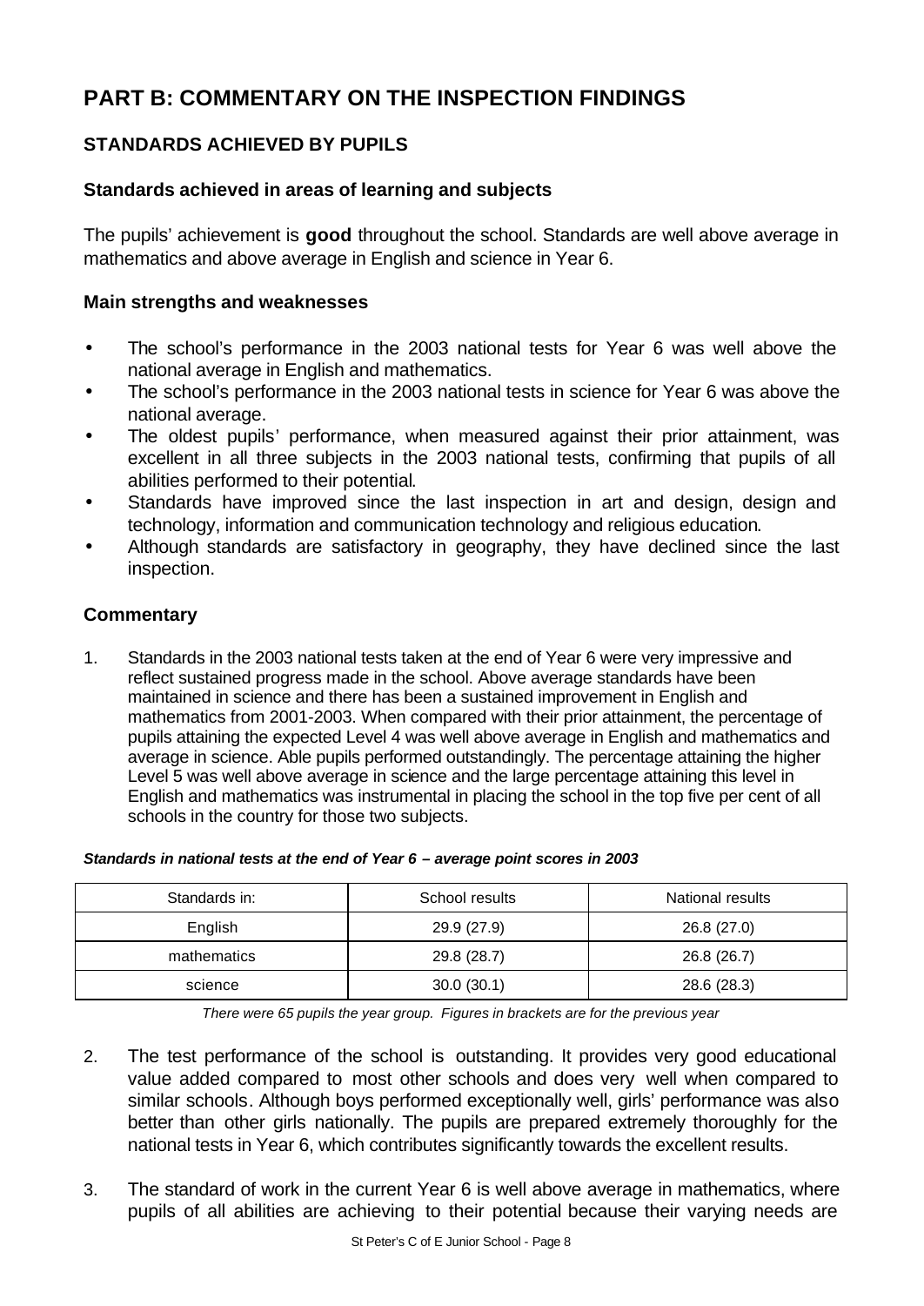# PART B: COMMENTARY ON THE INSPECTION FINDINGS

## STANDARDS ACHIEVED BY PUPILS

### Standards achieved in areas of learning and subjects

The pupils' achievement is **good** throughout the school. Standards are well above average in mathematics and above average in English and science in Year 6.

### Main strengths and weaknesses

- The school's performance in the 2003 national tests for Year 6 was well above the national average in English and mathematics.
- The school's performance in the 2003 national tests in science for Year 6 was above the national average.
- The oldest pupils' performance, when measured against their prior attainment, was excellent in all three subjects in the 2003 national tests, confirming that pupils of all abilities performed to their potential.
- Standards have improved since the last inspection in art and design, design and technology, information and communication technology and religious education.
- Although standards are satisfactory in geography, they have declined since the last inspection.

### Commentary

1. Standards in the 2003 national tests taken at the end of Year 6 were very impressive and reflect sustained progress made in the school. Above average standards have been maintained in science and there has been a sustained improvement in English and mathematics from 2001-2003. When compared with their prior attainment, the percentage of pupils attaining the expected Level 4 was well above average in English and mathematics and average in science. Able pupils performed outstandingly. The percentage attaining the higher Level 5 was well above average in science and the large percentage attaining this level in English and mathematics was instrumental in placing the school in the top five per cent of all schools in the country for those two subjects.

***Standards in national tests at the end of Year 6 – average point scores in 2003***

| Standards in: | School results | National results |
|---|---|---|
| English | 29.9 (27.9) | 26.8 (27.0) |
| mathematics | 29.8 (28.7) | 26.8 (26.7) |
| science | 30.0 (30.1) | 28.6 (28.3) |

*There were 65 pupils the year group. Figures in brackets are for the previous year*

2. The test performance of the school is outstanding. It provides very good educational value added compared to most other schools and does very well when compared to similar schools. Although boys performed exceptionally well, girls' performance was also better than other girls nationally. The pupils are prepared extremely thoroughly for the national tests in Year 6, which contributes significantly towards the excellent results.

3. The standard of work in the current Year 6 is well above average in mathematics, where pupils of all abilities are achieving to their potential because their varying needs are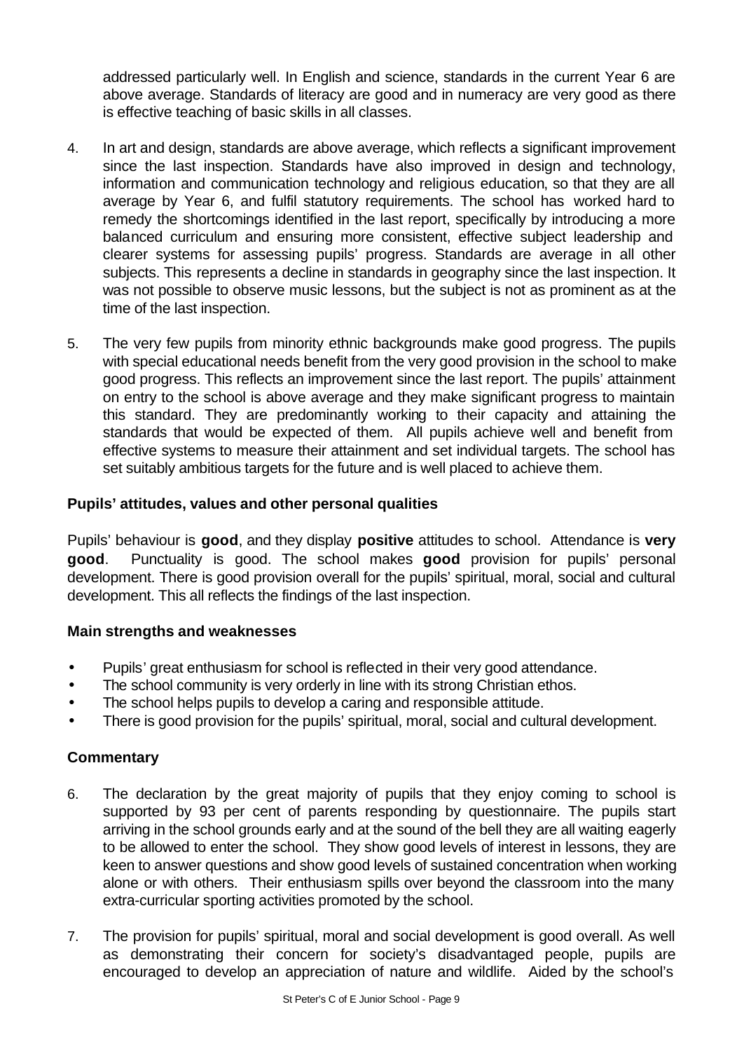addressed particularly well. In English and science, standards in the current Year 6 are above average. Standards of literacy are good and in numeracy are very good as there is effective teaching of basic skills in all classes.

4. In art and design, standards are above average, which reflects a significant improvement since the last inspection. Standards have also improved in design and technology, information and communication technology and religious education, so that they are all average by Year 6, and fulfil statutory requirements. The school has worked hard to remedy the shortcomings identified in the last report, specifically by introducing a more balanced curriculum and ensuring more consistent, effective subject leadership and clearer systems for assessing pupils' progress. Standards are average in all other subjects. This represents a decline in standards in geography since the last inspection. It was not possible to observe music lessons, but the subject is not as prominent as at the time of the last inspection.

5. The very few pupils from minority ethnic backgrounds make good progress. The pupils with special educational needs benefit from the very good provision in the school to make good progress. This reflects an improvement since the last report. The pupils' attainment on entry to the school is above average and they make significant progress to maintain this standard. They are predominantly working to their capacity and attaining the standards that would be expected of them. All pupils achieve well and benefit from effective systems to measure their attainment and set individual targets. The school has set suitably ambitious targets for the future and is well placed to achieve them.

### Pupils' attitudes, values and other personal qualities

Pupils' behaviour is **good**, and they display **positive** attitudes to school. Attendance is **very good**. Punctuality is good. The school makes **good** provision for pupils' personal development. There is good provision overall for the pupils' spiritual, moral, social and cultural development. This all reflects the findings of the last inspection.

### Main strengths and weaknesses

- Pupils' great enthusiasm for school is reflected in their very good attendance.
- The school community is very orderly in line with its strong Christian ethos.
- The school helps pupils to develop a caring and responsible attitude.
- There is good provision for the pupils' spiritual, moral, social and cultural development.

### Commentary

6. The declaration by the great majority of pupils that they enjoy coming to school is supported by 93 per cent of parents responding by questionnaire. The pupils start arriving in the school grounds early and at the sound of the bell they are all waiting eagerly to be allowed to enter the school. They show good levels of interest in lessons, they are keen to answer questions and show good levels of sustained concentration when working alone or with others. Their enthusiasm spills over beyond the classroom into the many extra-curricular sporting activities promoted by the school.

7. The provision for pupils' spiritual, moral and social development is good overall. As well as demonstrating their concern for society's disadvantaged people, pupils are encouraged to develop an appreciation of nature and wildlife. Aided by the school's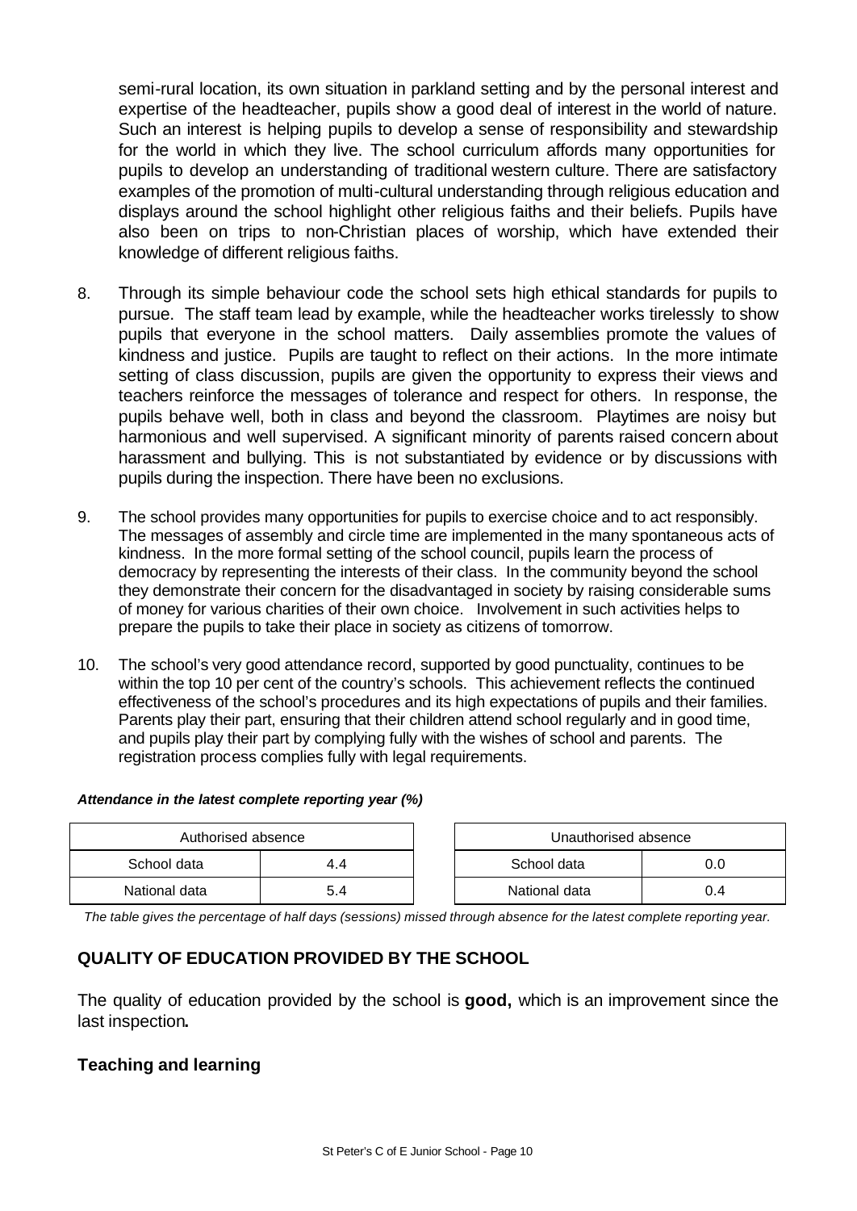semi-rural location, its own situation in parkland setting and by the personal interest and expertise of the headteacher, pupils show a good deal of interest in the world of nature. Such an interest is helping pupils to develop a sense of responsibility and stewardship for the world in which they live. The school curriculum affords many opportunities for pupils to develop an understanding of traditional western culture. There are satisfactory examples of the promotion of multi-cultural understanding through religious education and displays around the school highlight other religious faiths and their beliefs. Pupils have also been on trips to non-Christian places of worship, which have extended their knowledge of different religious faiths.

8. Through its simple behaviour code the school sets high ethical standards for pupils to pursue. The staff team lead by example, while the headteacher works tirelessly to show pupils that everyone in the school matters. Daily assemblies promote the values of kindness and justice. Pupils are taught to reflect on their actions. In the more intimate setting of class discussion, pupils are given the opportunity to express their views and teachers reinforce the messages of tolerance and respect for others. In response, the pupils behave well, both in class and beyond the classroom. Playtimes are noisy but harmonious and well supervised. A significant minority of parents raised concern about harassment and bullying. This is not substantiated by evidence or by discussions with pupils during the inspection. There have been no exclusions.

9. The school provides many opportunities for pupils to exercise choice and to act responsibly. The messages of assembly and circle time are implemented in the many spontaneous acts of kindness. In the more formal setting of the school council, pupils learn the process of democracy by representing the interests of their class. In the community beyond the school they demonstrate their concern for the disadvantaged in society by raising considerable sums of money for various charities of their own choice. Involvement in such activities helps to prepare the pupils to take their place in society as citizens of tomorrow.

10. The school's very good attendance record, supported by good punctuality, continues to be within the top 10 per cent of the country's schools. This achievement reflects the continued effectiveness of the school's procedures and its high expectations of pupils and their families. Parents play their part, ensuring that their children attend school regularly and in good time, and pupils play their part by complying fully with the wishes of school and parents. The registration process complies fully with legal requirements.

***Attendance in the latest complete reporting year (%)***

| Authorised absence | |
|---|---|
| School data | 4.4 |
| National data | 5.4 |

| Unauthorised absence | |
|---|---|
| School data | 0.0 |
| National data | 0.4 |

*The table gives the percentage of half days (sessions) missed through absence for the latest complete reporting year.*

## QUALITY OF EDUCATION PROVIDED BY THE SCHOOL

The quality of education provided by the school is **good,** which is an improvement since the last inspection**.**

### Teaching and learning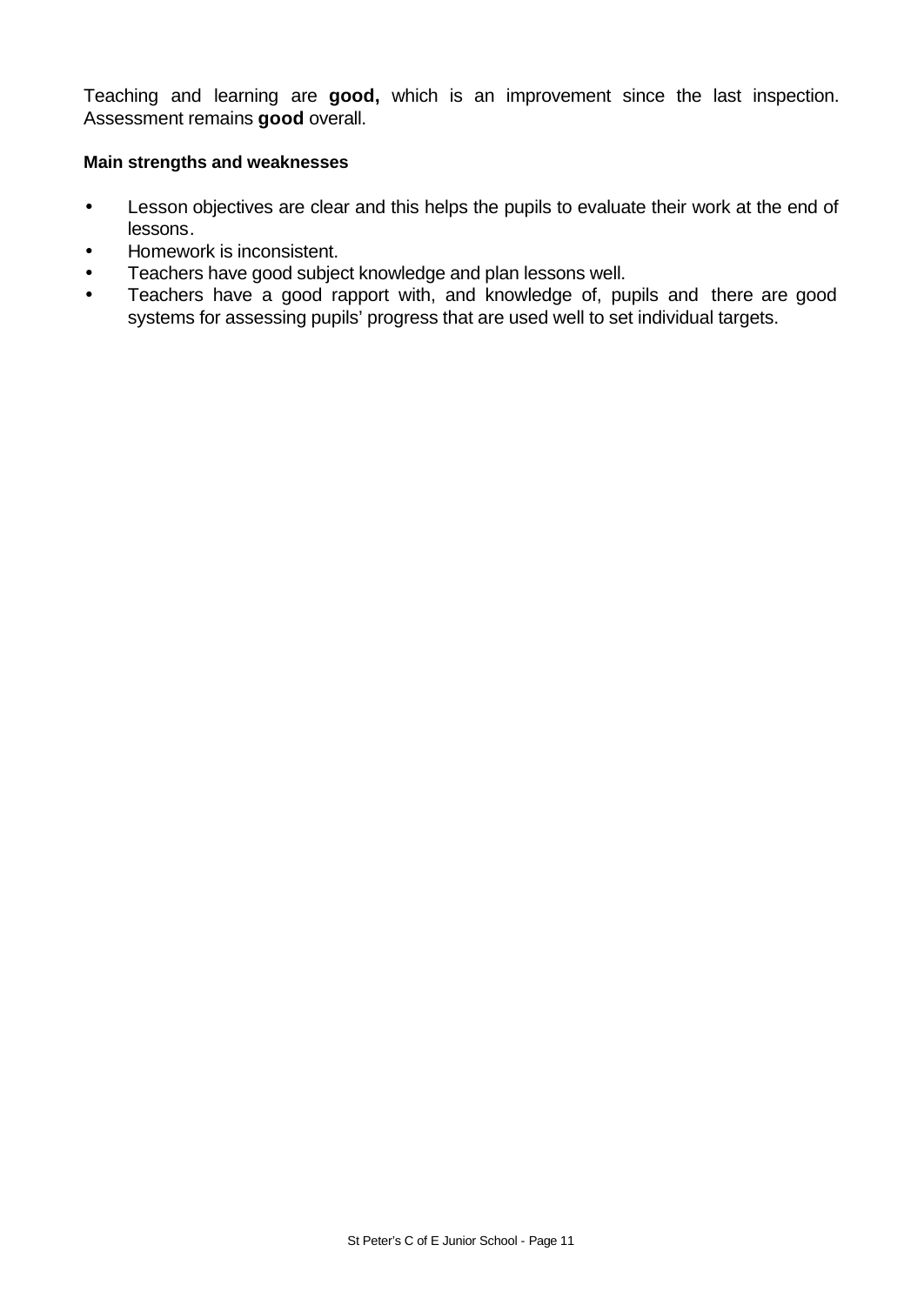Teaching and learning are **good,** which is an improvement since the last inspection. Assessment remains **good** overall.

**Main strengths and weaknesses**

- Lesson objectives are clear and this helps the pupils to evaluate their work at the end of lessons.
- Homework is inconsistent.
- Teachers have good subject knowledge and plan lessons well.
- Teachers have a good rapport with, and knowledge of, pupils and there are good systems for assessing pupils' progress that are used well to set individual targets.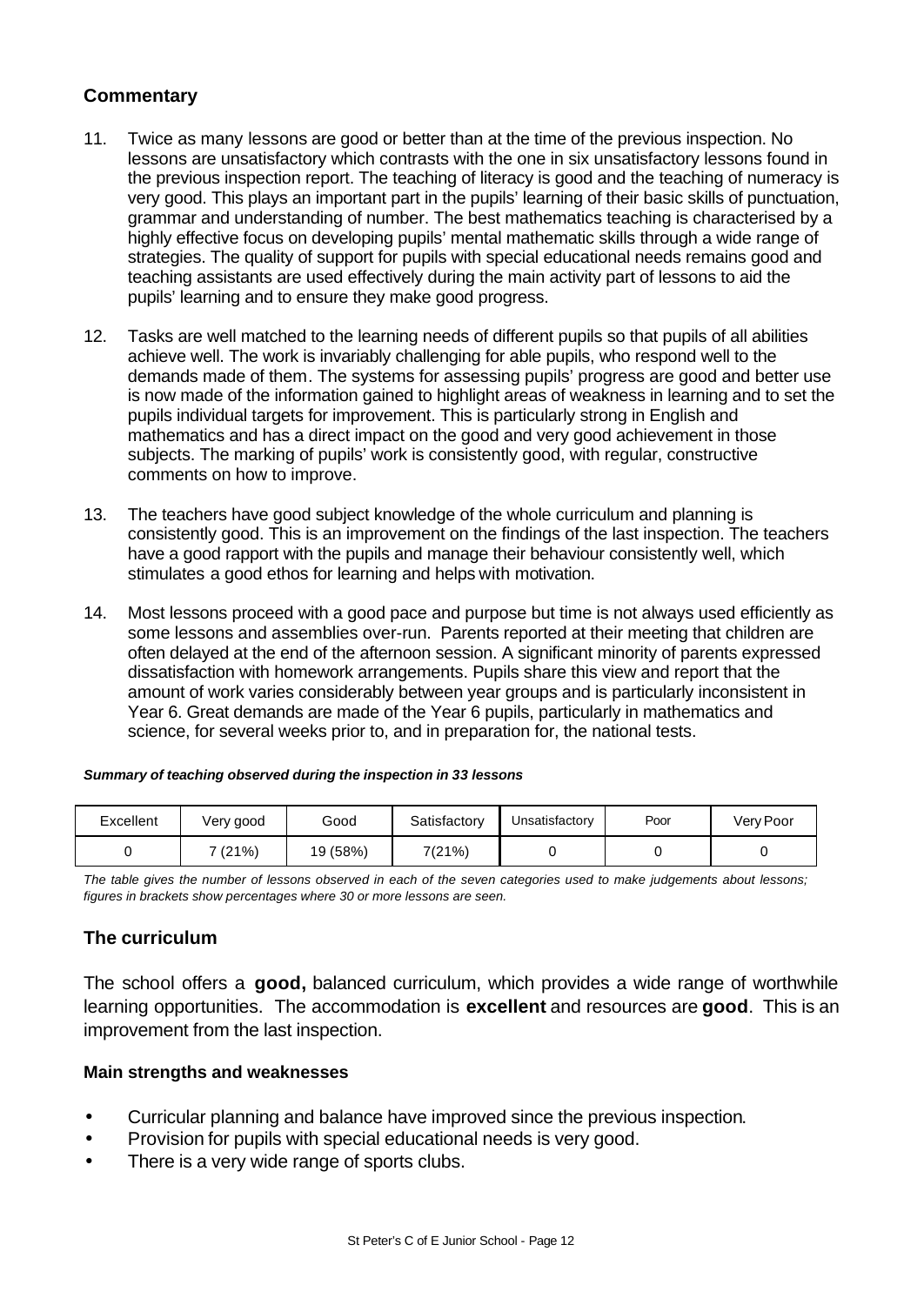## Commentary

11. Twice as many lessons are good or better than at the time of the previous inspection. No lessons are unsatisfactory which contrasts with the one in six unsatisfactory lessons found in the previous inspection report. The teaching of literacy is good and the teaching of numeracy is very good. This plays an important part in the pupils' learning of their basic skills of punctuation, grammar and understanding of number. The best mathematics teaching is characterised by a highly effective focus on developing pupils' mental mathematic skills through a wide range of strategies. The quality of support for pupils with special educational needs remains good and teaching assistants are used effectively during the main activity part of lessons to aid the pupils' learning and to ensure they make good progress.

12. Tasks are well matched to the learning needs of different pupils so that pupils of all abilities achieve well. The work is invariably challenging for able pupils, who respond well to the demands made of them. The systems for assessing pupils' progress are good and better use is now made of the information gained to highlight areas of weakness in learning and to set the pupils individual targets for improvement. This is particularly strong in English and mathematics and has a direct impact on the good and very good achievement in those subjects. The marking of pupils' work is consistently good, with regular, constructive comments on how to improve.

13. The teachers have good subject knowledge of the whole curriculum and planning is consistently good. This is an improvement on the findings of the last inspection. The teachers have a good rapport with the pupils and manage their behaviour consistently well, which stimulates a good ethos for learning and helps with motivation.

14. Most lessons proceed with a good pace and purpose but time is not always used efficiently as some lessons and assemblies over-run. Parents reported at their meeting that children are often delayed at the end of the afternoon session. A significant minority of parents expressed dissatisfaction with homework arrangements. Pupils share this view and report that the amount of work varies considerably between year groups and is particularly inconsistent in Year 6. Great demands are made of the Year 6 pupils, particularly in mathematics and science, for several weeks prior to, and in preparation for, the national tests.

***Summary of teaching observed during the inspection in 33 lessons***

| Excellent | Very good | Good | Satisfactory | Unsatisfactory | Poor | Very Poor |
|---|---|---|---|---|---|---|
| 0 | 7 (21%) | 19 (58%) | 7(21%) | 0 | 0 | 0 |

*The table gives the number of lessons observed in each of the seven categories used to make judgements about lessons; figures in brackets show percentages where 30 or more lessons are seen.*

## The curriculum

The school offers a **good,** balanced curriculum, which provides a wide range of worthwhile learning opportunities. The accommodation is **excellent** and resources are **good**. This is an improvement from the last inspection.

### Main strengths and weaknesses

- Curricular planning and balance have improved since the previous inspection.
- Provision for pupils with special educational needs is very good.
- There is a very wide range of sports clubs.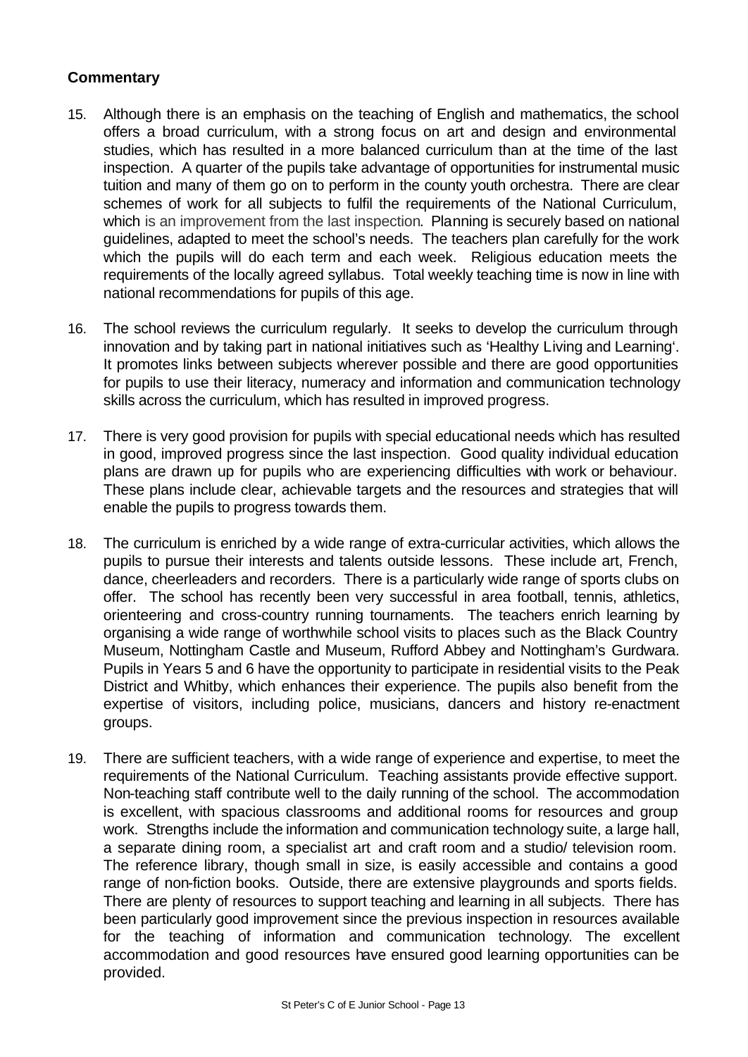**Commentary**

15. Although there is an emphasis on the teaching of English and mathematics, the school offers a broad curriculum, with a strong focus on art and design and environmental studies, which has resulted in a more balanced curriculum than at the time of the last inspection. A quarter of the pupils take advantage of opportunities for instrumental music tuition and many of them go on to perform in the county youth orchestra. There are clear schemes of work for all subjects to fulfil the requirements of the National Curriculum, which is an improvement from the last inspection. Planning is securely based on national guidelines, adapted to meet the school's needs. The teachers plan carefully for the work which the pupils will do each term and each week. Religious education meets the requirements of the locally agreed syllabus. Total weekly teaching time is now in line with national recommendations for pupils of this age.

16. The school reviews the curriculum regularly. It seeks to develop the curriculum through innovation and by taking part in national initiatives such as 'Healthy Living and Learning'. It promotes links between subjects wherever possible and there are good opportunities for pupils to use their literacy, numeracy and information and communication technology skills across the curriculum, which has resulted in improved progress.

17. There is very good provision for pupils with special educational needs which has resulted in good, improved progress since the last inspection. Good quality individual education plans are drawn up for pupils who are experiencing difficulties with work or behaviour. These plans include clear, achievable targets and the resources and strategies that will enable the pupils to progress towards them.

18. The curriculum is enriched by a wide range of extra-curricular activities, which allows the pupils to pursue their interests and talents outside lessons. These include art, French, dance, cheerleaders and recorders. There is a particularly wide range of sports clubs on offer. The school has recently been very successful in area football, tennis, athletics, orienteering and cross-country running tournaments. The teachers enrich learning by organising a wide range of worthwhile school visits to places such as the Black Country Museum, Nottingham Castle and Museum, Rufford Abbey and Nottingham's Gurdwara. Pupils in Years 5 and 6 have the opportunity to participate in residential visits to the Peak District and Whitby, which enhances their experience. The pupils also benefit from the expertise of visitors, including police, musicians, dancers and history re-enactment groups.

19. There are sufficient teachers, with a wide range of experience and expertise, to meet the requirements of the National Curriculum. Teaching assistants provide effective support. Non-teaching staff contribute well to the daily running of the school. The accommodation is excellent, with spacious classrooms and additional rooms for resources and group work. Strengths include the information and communication technology suite, a large hall, a separate dining room, a specialist art and craft room and a studio/ television room. The reference library, though small in size, is easily accessible and contains a good range of non-fiction books. Outside, there are extensive playgrounds and sports fields. There are plenty of resources to support teaching and learning in all subjects. There has been particularly good improvement since the previous inspection in resources available for the teaching of information and communication technology. The excellent accommodation and good resources have ensured good learning opportunities can be provided.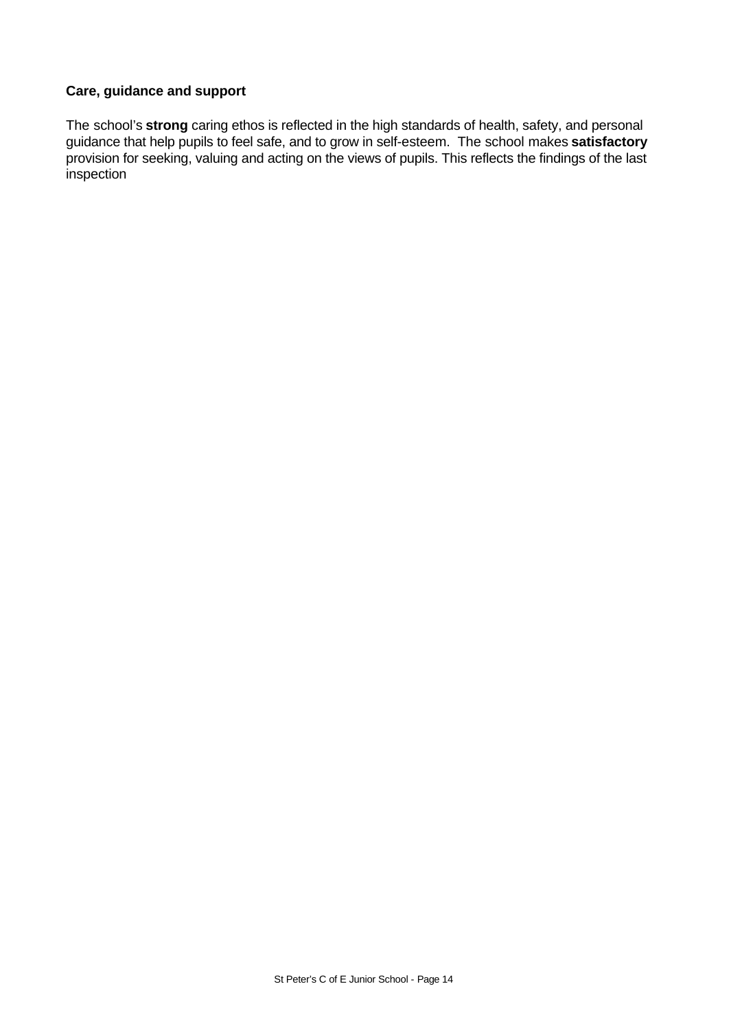**Care, guidance and support**

The school's **strong** caring ethos is reflected in the high standards of health, safety, and personal guidance that help pupils to feel safe, and to grow in self-esteem. The school makes **satisfactory** provision for seeking, valuing and acting on the views of pupils. This reflects the findings of the last inspection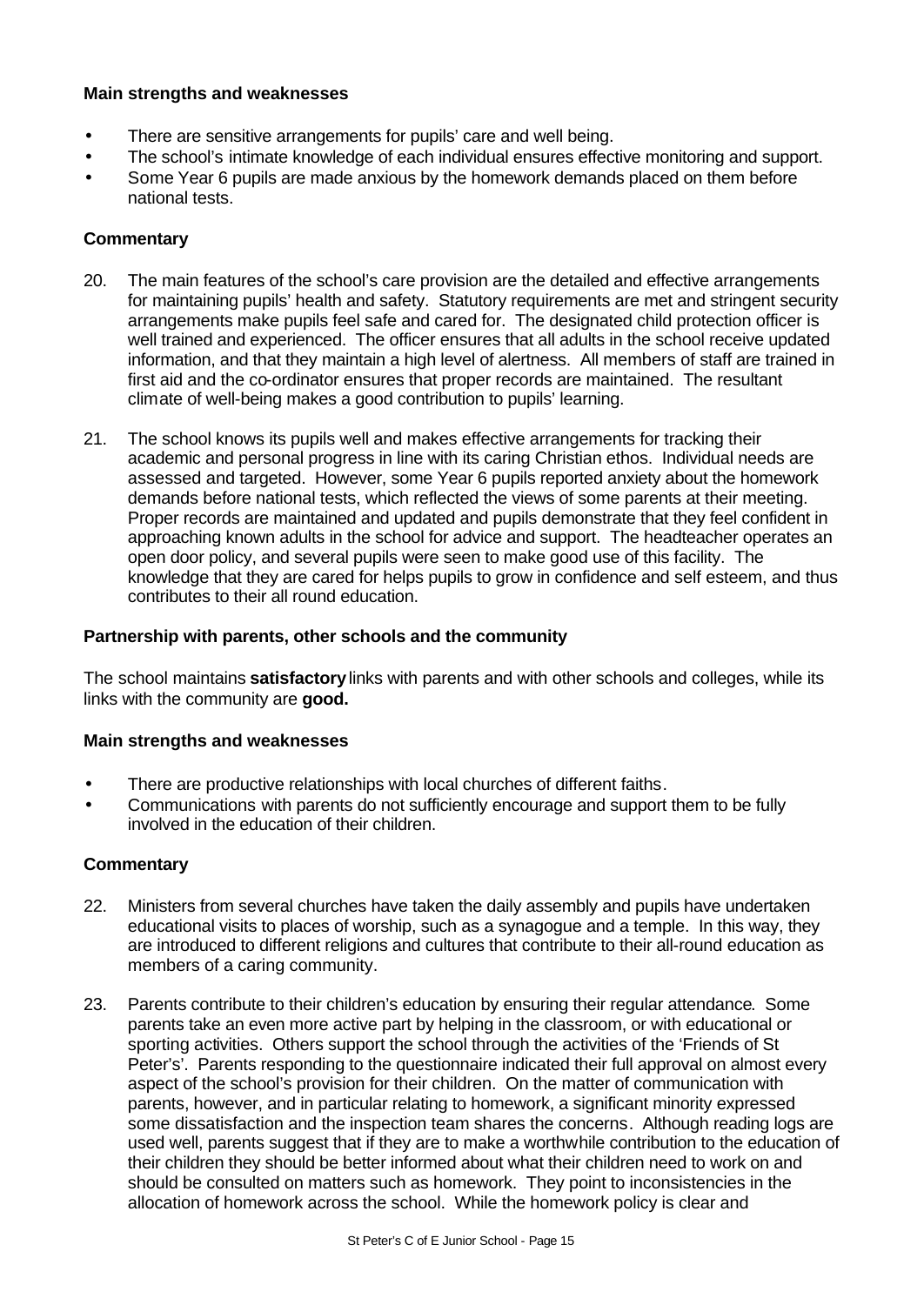### Main strengths and weaknesses

- There are sensitive arrangements for pupils' care and well being.
- The school's intimate knowledge of each individual ensures effective monitoring and support.
- Some Year 6 pupils are made anxious by the homework demands placed on them before national tests.

### Commentary

20. The main features of the school's care provision are the detailed and effective arrangements for maintaining pupils' health and safety. Statutory requirements are met and stringent security arrangements make pupils feel safe and cared for. The designated child protection officer is well trained and experienced. The officer ensures that all adults in the school receive updated information, and that they maintain a high level of alertness. All members of staff are trained in first aid and the co-ordinator ensures that proper records are maintained. The resultant climate of well-being makes a good contribution to pupils' learning.

21. The school knows its pupils well and makes effective arrangements for tracking their academic and personal progress in line with its caring Christian ethos. Individual needs are assessed and targeted. However, some Year 6 pupils reported anxiety about the homework demands before national tests, which reflected the views of some parents at their meeting. Proper records are maintained and updated and pupils demonstrate that they feel confident in approaching known adults in the school for advice and support. The headteacher operates an open door policy, and several pupils were seen to make good use of this facility. The knowledge that they are cared for helps pupils to grow in confidence and self esteem, and thus contributes to their all round education.

### Partnership with parents, other schools and the community

The school maintains **satisfactory** links with parents and with other schools and colleges, while its links with the community are **good.**

### Main strengths and weaknesses

- There are productive relationships with local churches of different faiths.
- Communications with parents do not sufficiently encourage and support them to be fully involved in the education of their children.

### Commentary

22. Ministers from several churches have taken the daily assembly and pupils have undertaken educational visits to places of worship, such as a synagogue and a temple. In this way, they are introduced to different religions and cultures that contribute to their all-round education as members of a caring community.

23. Parents contribute to their children's education by ensuring their regular attendance. Some parents take an even more active part by helping in the classroom, or with educational or sporting activities. Others support the school through the activities of the 'Friends of St Peter's'. Parents responding to the questionnaire indicated their full approval on almost every aspect of the school's provision for their children. On the matter of communication with parents, however, and in particular relating to homework, a significant minority expressed some dissatisfaction and the inspection team shares the concerns. Although reading logs are used well, parents suggest that if they are to make a worthwhile contribution to the education of their children they should be better informed about what their children need to work on and should be consulted on matters such as homework. They point to inconsistencies in the allocation of homework across the school. While the homework policy is clear and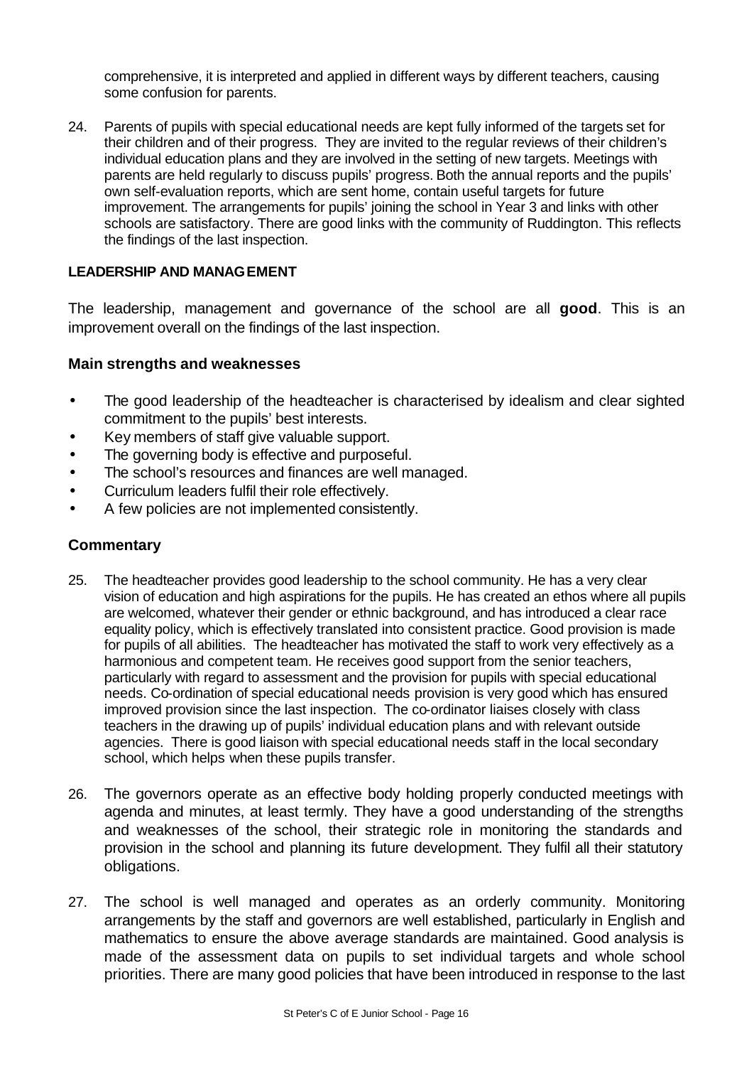comprehensive, it is interpreted and applied in different ways by different teachers, causing some confusion for parents.

24. Parents of pupils with special educational needs are kept fully informed of the targets set for their children and of their progress. They are invited to the regular reviews of their children's individual education plans and they are involved in the setting of new targets. Meetings with parents are held regularly to discuss pupils' progress. Both the annual reports and the pupils' own self-evaluation reports, which are sent home, contain useful targets for future improvement. The arrangements for pupils' joining the school in Year 3 and links with other schools are satisfactory. There are good links with the community of Ruddington. This reflects the findings of the last inspection.

**LEADERSHIP AND MANAGEMENT**

The leadership, management and governance of the school are all **good**. This is an improvement overall on the findings of the last inspection.

### Main strengths and weaknesses

- The good leadership of the headteacher is characterised by idealism and clear sighted commitment to the pupils' best interests.
- Key members of staff give valuable support.
- The governing body is effective and purposeful.
- The school's resources and finances are well managed.
- Curriculum leaders fulfil their role effectively.
- A few policies are not implemented consistently.

### Commentary

25. The headteacher provides good leadership to the school community. He has a very clear vision of education and high aspirations for the pupils. He has created an ethos where all pupils are welcomed, whatever their gender or ethnic background, and has introduced a clear race equality policy, which is effectively translated into consistent practice. Good provision is made for pupils of all abilities. The headteacher has motivated the staff to work very effectively as a harmonious and competent team. He receives good support from the senior teachers, particularly with regard to assessment and the provision for pupils with special educational needs. Co-ordination of special educational needs provision is very good which has ensured improved provision since the last inspection. The co-ordinator liaises closely with class teachers in the drawing up of pupils' individual education plans and with relevant outside agencies. There is good liaison with special educational needs staff in the local secondary school, which helps when these pupils transfer.

26. The governors operate as an effective body holding properly conducted meetings with agenda and minutes, at least termly. They have a good understanding of the strengths and weaknesses of the school, their strategic role in monitoring the standards and provision in the school and planning its future development. They fulfil all their statutory obligations.

27. The school is well managed and operates as an orderly community. Monitoring arrangements by the staff and governors are well established, particularly in English and mathematics to ensure the above average standards are maintained. Good analysis is made of the assessment data on pupils to set individual targets and whole school priorities. There are many good policies that have been introduced in response to the last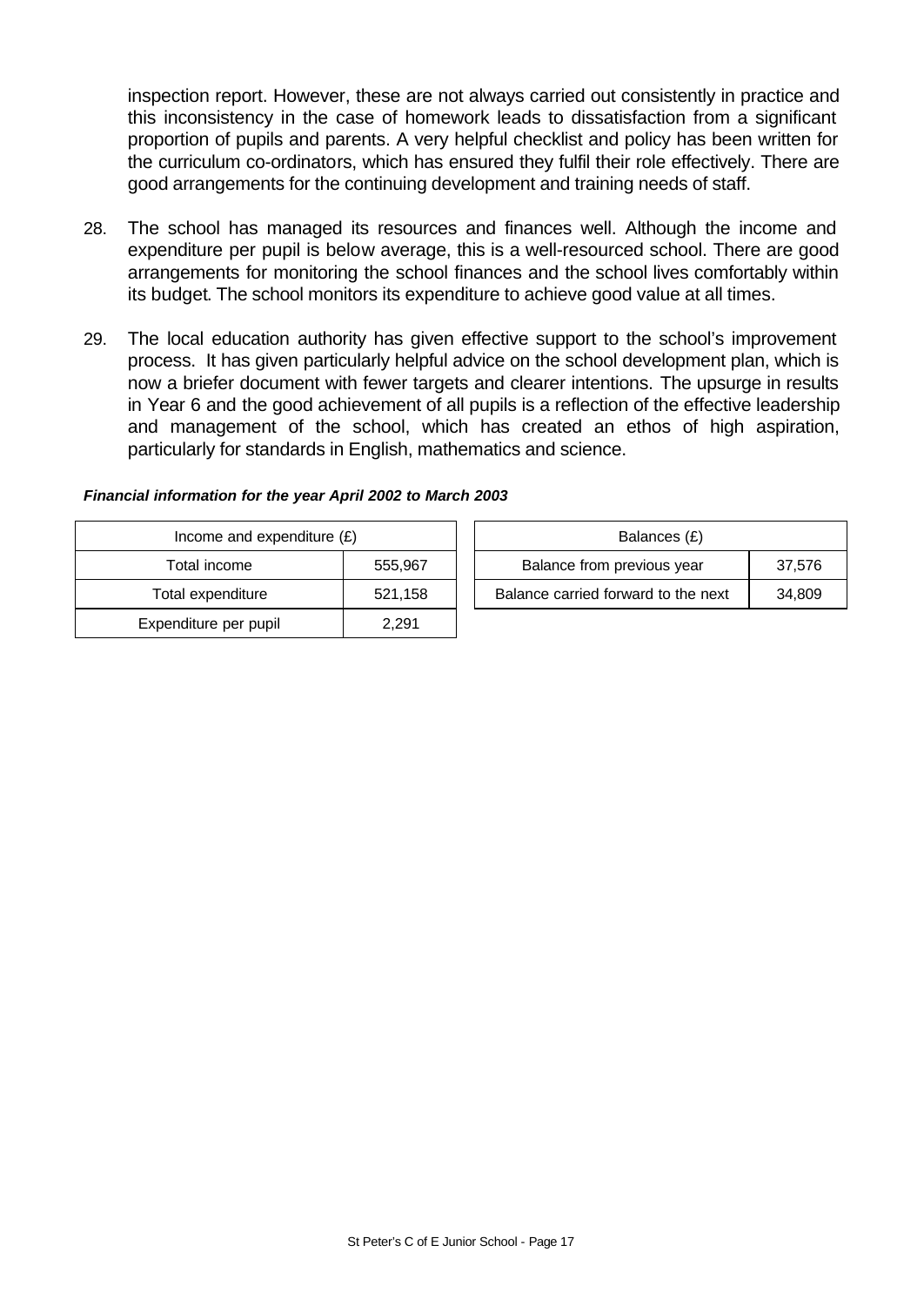inspection report. However, these are not always carried out consistently in practice and this inconsistency in the case of homework leads to dissatisfaction from a significant proportion of pupils and parents. A very helpful checklist and policy has been written for the curriculum co-ordinators, which has ensured they fulfil their role effectively. There are good arrangements for the continuing development and training needs of staff.

28. The school has managed its resources and finances well. Although the income and expenditure per pupil is below average, this is a well-resourced school. There are good arrangements for monitoring the school finances and the school lives comfortably within its budget. The school monitors its expenditure to achieve good value at all times.

29. The local education authority has given effective support to the school's improvement process. It has given particularly helpful advice on the school development plan, which is now a briefer document with fewer targets and clearer intentions. The upsurge in results in Year 6 and the good achievement of all pupils is a reflection of the effective leadership and management of the school, which has created an ethos of high aspiration, particularly for standards in English, mathematics and science.

***Financial information for the year April 2002 to March 2003***

| Income and expenditure (£) | |
|---|---|
| Total income | 555,967 |
| Total expenditure | 521,158 |
| Expenditure per pupil | 2,291 |

| Balances (£) | |
|---|---|
| Balance from previous year | 37,576 |
| Balance carried forward to the next | 34,809 |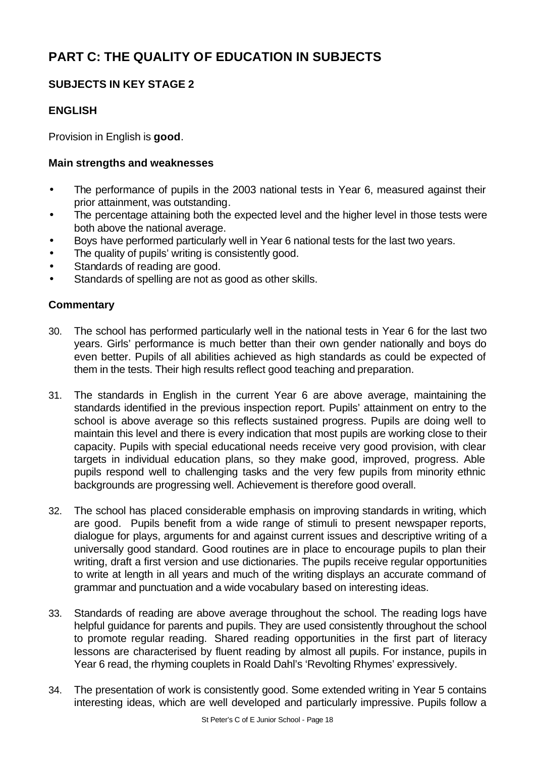# PART C: THE QUALITY OF EDUCATION IN SUBJECTS

## SUBJECTS IN KEY STAGE 2

### ENGLISH

Provision in English is **good**.

#### Main strengths and weaknesses

- The performance of pupils in the 2003 national tests in Year 6, measured against their prior attainment, was outstanding.
- The percentage attaining both the expected level and the higher level in those tests were both above the national average.
- Boys have performed particularly well in Year 6 national tests for the last two years.
- The quality of pupils' writing is consistently good.
- Standards of reading are good.
- Standards of spelling are not as good as other skills.

#### Commentary

30. The school has performed particularly well in the national tests in Year 6 for the last two years. Girls' performance is much better than their own gender nationally and boys do even better. Pupils of all abilities achieved as high standards as could be expected of them in the tests. Their high results reflect good teaching and preparation.

31. The standards in English in the current Year 6 are above average, maintaining the standards identified in the previous inspection report. Pupils' attainment on entry to the school is above average so this reflects sustained progress. Pupils are doing well to maintain this level and there is every indication that most pupils are working close to their capacity. Pupils with special educational needs receive very good provision, with clear targets in individual education plans, so they make good, improved, progress. Able pupils respond well to challenging tasks and the very few pupils from minority ethnic backgrounds are progressing well. Achievement is therefore good overall.

32. The school has placed considerable emphasis on improving standards in writing, which are good. Pupils benefit from a wide range of stimuli to present newspaper reports, dialogue for plays, arguments for and against current issues and descriptive writing of a universally good standard. Good routines are in place to encourage pupils to plan their writing, draft a first version and use dictionaries. The pupils receive regular opportunities to write at length in all years and much of the writing displays an accurate command of grammar and punctuation and a wide vocabulary based on interesting ideas.

33. Standards of reading are above average throughout the school. The reading logs have helpful guidance for parents and pupils. They are used consistently throughout the school to promote regular reading. Shared reading opportunities in the first part of literacy lessons are characterised by fluent reading by almost all pupils. For instance, pupils in Year 6 read, the rhyming couplets in Roald Dahl's 'Revolting Rhymes' expressively.

34. The presentation of work is consistently good. Some extended writing in Year 5 contains interesting ideas, which are well developed and particularly impressive. Pupils follow a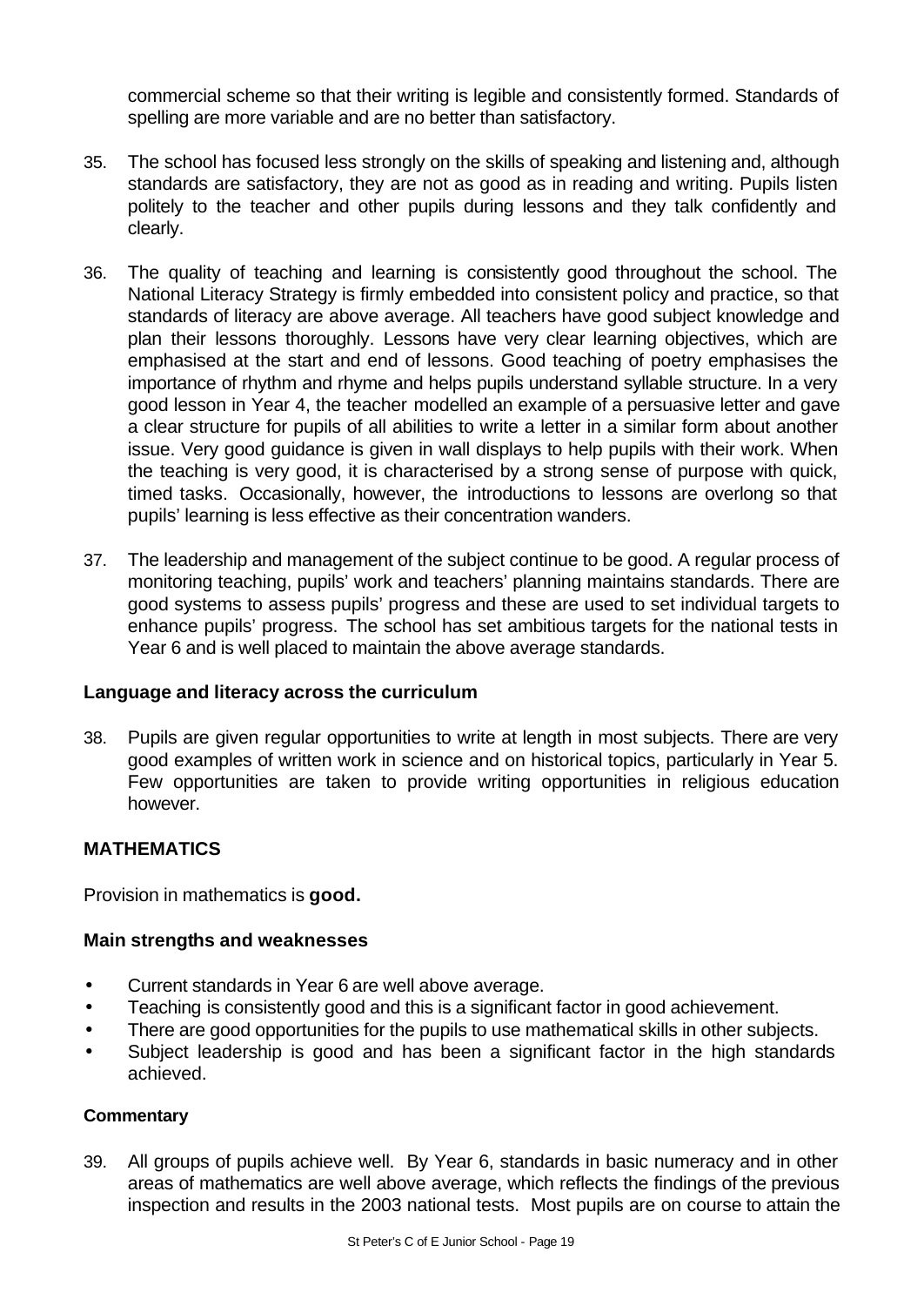commercial scheme so that their writing is legible and consistently formed. Standards of spelling are more variable and are no better than satisfactory.

35. The school has focused less strongly on the skills of speaking and listening and, although standards are satisfactory, they are not as good as in reading and writing. Pupils listen politely to the teacher and other pupils during lessons and they talk confidently and clearly.

36. The quality of teaching and learning is consistently good throughout the school. The National Literacy Strategy is firmly embedded into consistent policy and practice, so that standards of literacy are above average. All teachers have good subject knowledge and plan their lessons thoroughly. Lessons have very clear learning objectives, which are emphasised at the start and end of lessons. Good teaching of poetry emphasises the importance of rhythm and rhyme and helps pupils understand syllable structure. In a very good lesson in Year 4, the teacher modelled an example of a persuasive letter and gave a clear structure for pupils of all abilities to write a letter in a similar form about another issue. Very good guidance is given in wall displays to help pupils with their work. When the teaching is very good, it is characterised by a strong sense of purpose with quick, timed tasks. Occasionally, however, the introductions to lessons are overlong so that pupils' learning is less effective as their concentration wanders.

37. The leadership and management of the subject continue to be good. A regular process of monitoring teaching, pupils' work and teachers' planning maintains standards. There are good systems to assess pupils' progress and these are used to set individual targets to enhance pupils' progress. The school has set ambitious targets for the national tests in Year 6 and is well placed to maintain the above average standards.

### Language and literacy across the curriculum

38. Pupils are given regular opportunities to write at length in most subjects. There are very good examples of written work in science and on historical topics, particularly in Year 5. Few opportunities are taken to provide writing opportunities in religious education however.

## MATHEMATICS

Provision in mathematics is **good.**

### Main strengths and weaknesses

- Current standards in Year 6 are well above average.
- Teaching is consistently good and this is a significant factor in good achievement.
- There are good opportunities for the pupils to use mathematical skills in other subjects.
- Subject leadership is good and has been a significant factor in the high standards achieved.

#### Commentary

39. All groups of pupils achieve well. By Year 6, standards in basic numeracy and in other areas of mathematics are well above average, which reflects the findings of the previous inspection and results in the 2003 national tests. Most pupils are on course to attain the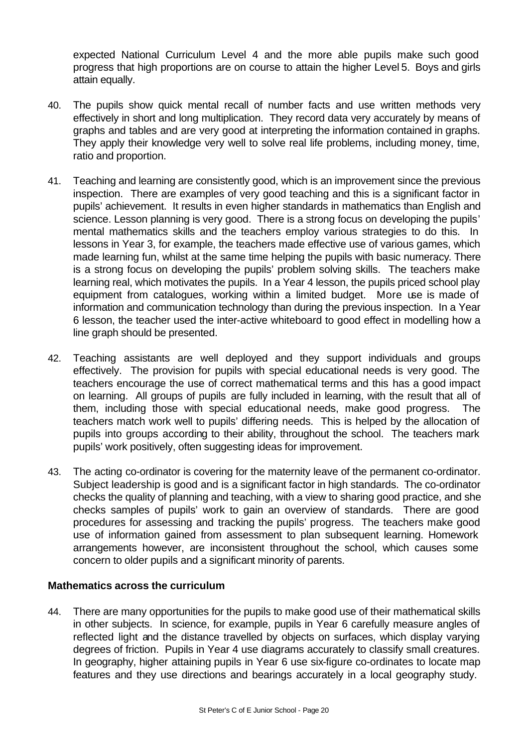expected National Curriculum Level 4 and the more able pupils make such good progress that high proportions are on course to attain the higher Level 5. Boys and girls attain equally.

40. The pupils show quick mental recall of number facts and use written methods very effectively in short and long multiplication. They record data very accurately by means of graphs and tables and are very good at interpreting the information contained in graphs. They apply their knowledge very well to solve real life problems, including money, time, ratio and proportion.

41. Teaching and learning are consistently good, which is an improvement since the previous inspection. There are examples of very good teaching and this is a significant factor in pupils' achievement. It results in even higher standards in mathematics than English and science. Lesson planning is very good. There is a strong focus on developing the pupils' mental mathematics skills and the teachers employ various strategies to do this. In lessons in Year 3, for example, the teachers made effective use of various games, which made learning fun, whilst at the same time helping the pupils with basic numeracy. There is a strong focus on developing the pupils' problem solving skills. The teachers make learning real, which motivates the pupils. In a Year 4 lesson, the pupils priced school play equipment from catalogues, working within a limited budget. More use is made of information and communication technology than during the previous inspection. In a Year 6 lesson, the teacher used the inter-active whiteboard to good effect in modelling how a line graph should be presented.

42. Teaching assistants are well deployed and they support individuals and groups effectively. The provision for pupils with special educational needs is very good. The teachers encourage the use of correct mathematical terms and this has a good impact on learning. All groups of pupils are fully included in learning, with the result that all of them, including those with special educational needs, make good progress. The teachers match work well to pupils' differing needs. This is helped by the allocation of pupils into groups according to their ability, throughout the school. The teachers mark pupils' work positively, often suggesting ideas for improvement.

43. The acting co-ordinator is covering for the maternity leave of the permanent co-ordinator. Subject leadership is good and is a significant factor in high standards. The co-ordinator checks the quality of planning and teaching, with a view to sharing good practice, and she checks samples of pupils' work to gain an overview of standards. There are good procedures for assessing and tracking the pupils' progress. The teachers make good use of information gained from assessment to plan subsequent learning. Homework arrangements however, are inconsistent throughout the school, which causes some concern to older pupils and a significant minority of parents.

### Mathematics across the curriculum

44. There are many opportunities for the pupils to make good use of their mathematical skills in other subjects. In science, for example, pupils in Year 6 carefully measure angles of reflected light and the distance travelled by objects on surfaces, which display varying degrees of friction. Pupils in Year 4 use diagrams accurately to classify small creatures. In geography, higher attaining pupils in Year 6 use six-figure co-ordinates to locate map features and they use directions and bearings accurately in a local geography study.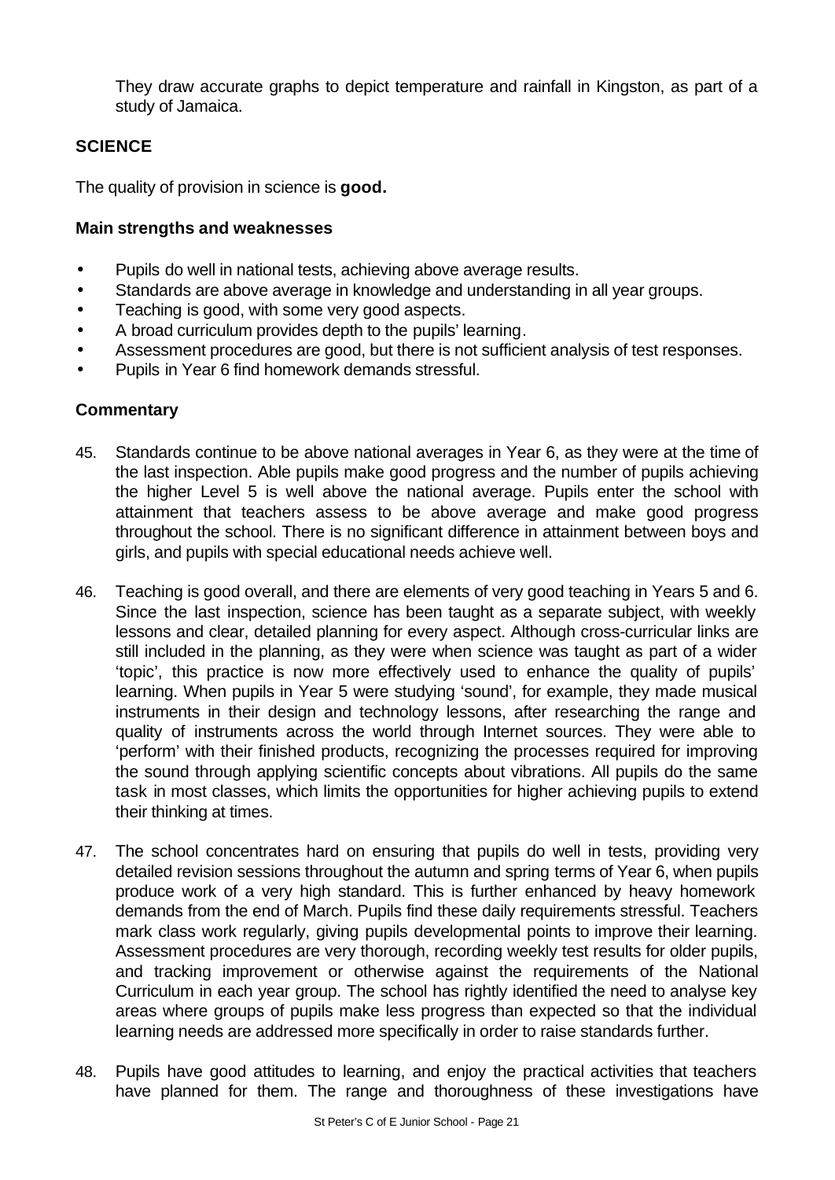They draw accurate graphs to depict temperature and rainfall in Kingston, as part of a study of Jamaica.

## SCIENCE

The quality of provision in science is **good.**

### Main strengths and weaknesses

- Pupils do well in national tests, achieving above average results.
- Standards are above average in knowledge and understanding in all year groups.
- Teaching is good, with some very good aspects.
- A broad curriculum provides depth to the pupils' learning.
- Assessment procedures are good, but there is not sufficient analysis of test responses.
- Pupils in Year 6 find homework demands stressful.

### Commentary

45. Standards continue to be above national averages in Year 6, as they were at the time of the last inspection. Able pupils make good progress and the number of pupils achieving the higher Level 5 is well above the national average. Pupils enter the school with attainment that teachers assess to be above average and make good progress throughout the school. There is no significant difference in attainment between boys and girls, and pupils with special educational needs achieve well.

46. Teaching is good overall, and there are elements of very good teaching in Years 5 and 6. Since the last inspection, science has been taught as a separate subject, with weekly lessons and clear, detailed planning for every aspect. Although cross-curricular links are still included in the planning, as they were when science was taught as part of a wider 'topic', this practice is now more effectively used to enhance the quality of pupils' learning. When pupils in Year 5 were studying 'sound', for example, they made musical instruments in their design and technology lessons, after researching the range and quality of instruments across the world through Internet sources. They were able to 'perform' with their finished products, recognizing the processes required for improving the sound through applying scientific concepts about vibrations. All pupils do the same task in most classes, which limits the opportunities for higher achieving pupils to extend their thinking at times.

47. The school concentrates hard on ensuring that pupils do well in tests, providing very detailed revision sessions throughout the autumn and spring terms of Year 6, when pupils produce work of a very high standard. This is further enhanced by heavy homework demands from the end of March. Pupils find these daily requirements stressful. Teachers mark class work regularly, giving pupils developmental points to improve their learning. Assessment procedures are very thorough, recording weekly test results for older pupils, and tracking improvement or otherwise against the requirements of the National Curriculum in each year group. The school has rightly identified the need to analyse key areas where groups of pupils make less progress than expected so that the individual learning needs are addressed more specifically in order to raise standards further.

48. Pupils have good attitudes to learning, and enjoy the practical activities that teachers have planned for them. The range and thoroughness of these investigations have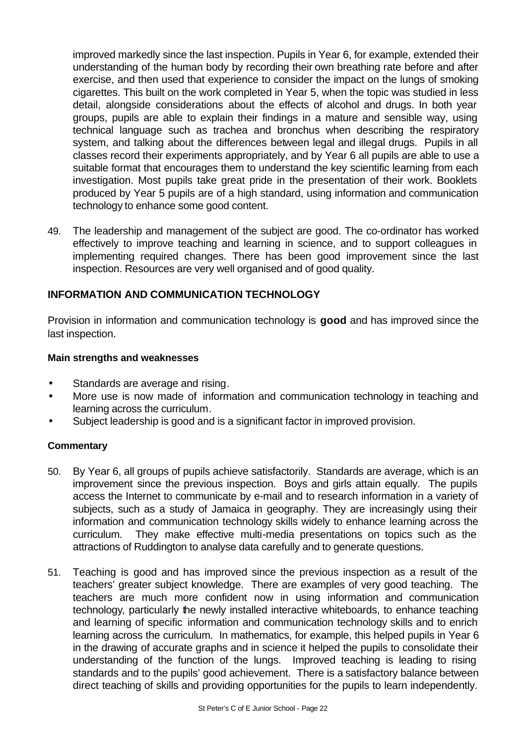improved markedly since the last inspection. Pupils in Year 6, for example, extended their understanding of the human body by recording their own breathing rate before and after exercise, and then used that experience to consider the impact on the lungs of smoking cigarettes. This built on the work completed in Year 5, when the topic was studied in less detail, alongside considerations about the effects of alcohol and drugs. In both year groups, pupils are able to explain their findings in a mature and sensible way, using technical language such as trachea and bronchus when describing the respiratory system, and talking about the differences between legal and illegal drugs. Pupils in all classes record their experiments appropriately, and by Year 6 all pupils are able to use a suitable format that encourages them to understand the key scientific learning from each investigation. Most pupils take great pride in the presentation of their work. Booklets produced by Year 5 pupils are of a high standard, using information and communication technology to enhance some good content.

49. The leadership and management of the subject are good. The co-ordinator has worked effectively to improve teaching and learning in science, and to support colleagues in implementing required changes. There has been good improvement since the last inspection. Resources are very well organised and of good quality.

## INFORMATION AND COMMUNICATION TECHNOLOGY

Provision in information and communication technology is **good** and has improved since the last inspection.

**Main strengths and weaknesses**

- Standards are average and rising.
- More use is now made of information and communication technology in teaching and learning across the curriculum.
- Subject leadership is good and is a significant factor in improved provision.

**Commentary**

50. By Year 6, all groups of pupils achieve satisfactorily. Standards are average, which is an improvement since the previous inspection. Boys and girls attain equally. The pupils access the Internet to communicate by e-mail and to research information in a variety of subjects, such as a study of Jamaica in geography. They are increasingly using their information and communication technology skills widely to enhance learning across the curriculum. They make effective multi-media presentations on topics such as the attractions of Ruddington to analyse data carefully and to generate questions.

51. Teaching is good and has improved since the previous inspection as a result of the teachers' greater subject knowledge. There are examples of very good teaching. The teachers are much more confident now in using information and communication technology, particularly the newly installed interactive whiteboards, to enhance teaching and learning of specific information and communication technology skills and to enrich learning across the curriculum. In mathematics, for example, this helped pupils in Year 6 in the drawing of accurate graphs and in science it helped the pupils to consolidate their understanding of the function of the lungs. Improved teaching is leading to rising standards and to the pupils' good achievement. There is a satisfactory balance between direct teaching of skills and providing opportunities for the pupils to learn independently.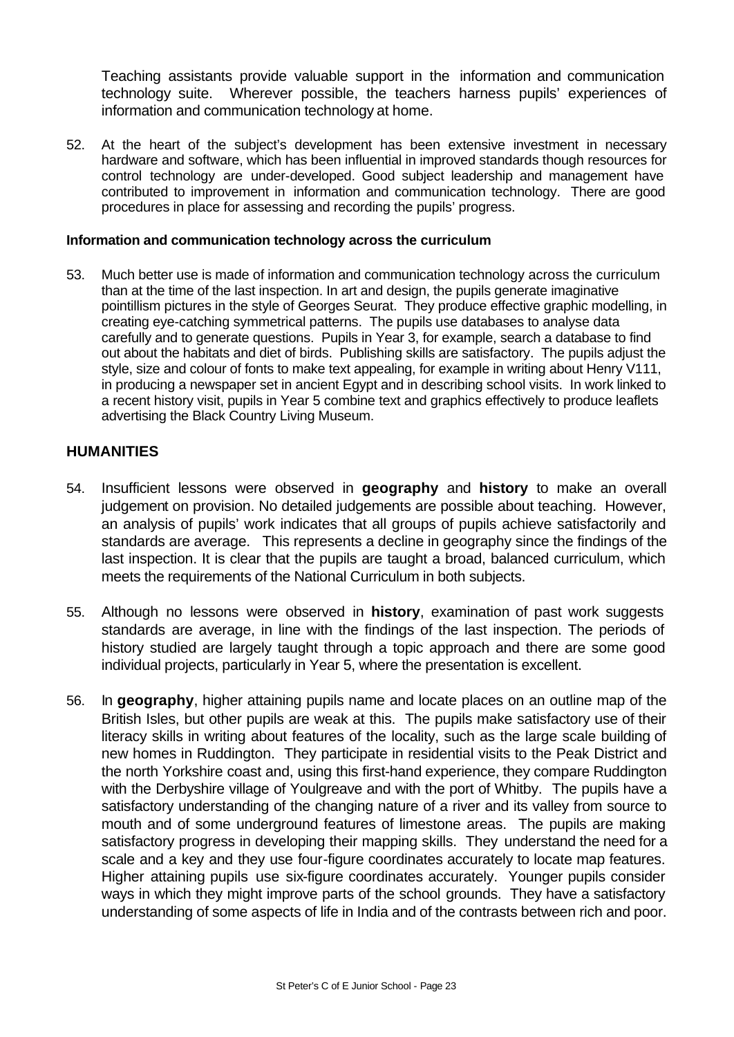Teaching assistants provide valuable support in the information and communication technology suite. Wherever possible, the teachers harness pupils' experiences of information and communication technology at home.

52. At the heart of the subject's development has been extensive investment in necessary hardware and software, which has been influential in improved standards though resources for control technology are under-developed. Good subject leadership and management have contributed to improvement in information and communication technology. There are good procedures in place for assessing and recording the pupils' progress.

**Information and communication technology across the curriculum**

53. Much better use is made of information and communication technology across the curriculum than at the time of the last inspection. In art and design, the pupils generate imaginative pointillism pictures in the style of Georges Seurat. They produce effective graphic modelling, in creating eye-catching symmetrical patterns. The pupils use databases to analyse data carefully and to generate questions. Pupils in Year 3, for example, search a database to find out about the habitats and diet of birds. Publishing skills are satisfactory. The pupils adjust the style, size and colour of fonts to make text appealing, for example in writing about Henry V111, in producing a newspaper set in ancient Egypt and in describing school visits. In work linked to a recent history visit, pupils in Year 5 combine text and graphics effectively to produce leaflets advertising the Black Country Living Museum.

## HUMANITIES

54. Insufficient lessons were observed in **geography** and **history** to make an overall judgement on provision. No detailed judgements are possible about teaching. However, an analysis of pupils' work indicates that all groups of pupils achieve satisfactorily and standards are average. This represents a decline in geography since the findings of the last inspection. It is clear that the pupils are taught a broad, balanced curriculum, which meets the requirements of the National Curriculum in both subjects.

55. Although no lessons were observed in **history**, examination of past work suggests standards are average, in line with the findings of the last inspection. The periods of history studied are largely taught through a topic approach and there are some good individual projects, particularly in Year 5, where the presentation is excellent.

56. In **geography**, higher attaining pupils name and locate places on an outline map of the British Isles, but other pupils are weak at this. The pupils make satisfactory use of their literacy skills in writing about features of the locality, such as the large scale building of new homes in Ruddington. They participate in residential visits to the Peak District and the north Yorkshire coast and, using this first-hand experience, they compare Ruddington with the Derbyshire village of Youlgreave and with the port of Whitby. The pupils have a satisfactory understanding of the changing nature of a river and its valley from source to mouth and of some underground features of limestone areas. The pupils are making satisfactory progress in developing their mapping skills. They understand the need for a scale and a key and they use four-figure coordinates accurately to locate map features. Higher attaining pupils use six-figure coordinates accurately. Younger pupils consider ways in which they might improve parts of the school grounds. They have a satisfactory understanding of some aspects of life in India and of the contrasts between rich and poor.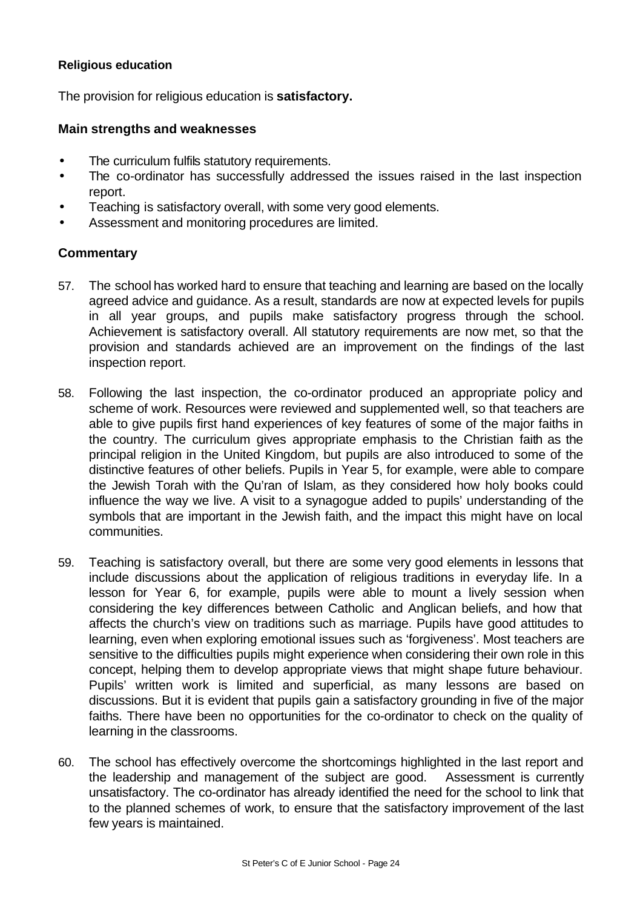**Religious education**

The provision for religious education is **satisfactory.**

### Main strengths and weaknesses

- The curriculum fulfils statutory requirements.
- The co-ordinator has successfully addressed the issues raised in the last inspection report.
- Teaching is satisfactory overall, with some very good elements.
- Assessment and monitoring procedures are limited.

### Commentary

57. The school has worked hard to ensure that teaching and learning are based on the locally agreed advice and guidance. As a result, standards are now at expected levels for pupils in all year groups, and pupils make satisfactory progress through the school. Achievement is satisfactory overall. All statutory requirements are now met, so that the provision and standards achieved are an improvement on the findings of the last inspection report.

58. Following the last inspection, the co-ordinator produced an appropriate policy and scheme of work. Resources were reviewed and supplemented well, so that teachers are able to give pupils first hand experiences of key features of some of the major faiths in the country. The curriculum gives appropriate emphasis to the Christian faith as the principal religion in the United Kingdom, but pupils are also introduced to some of the distinctive features of other beliefs. Pupils in Year 5, for example, were able to compare the Jewish Torah with the Qu'ran of Islam, as they considered how holy books could influence the way we live. A visit to a synagogue added to pupils' understanding of the symbols that are important in the Jewish faith, and the impact this might have on local communities.

59. Teaching is satisfactory overall, but there are some very good elements in lessons that include discussions about the application of religious traditions in everyday life. In a lesson for Year 6, for example, pupils were able to mount a lively session when considering the key differences between Catholic and Anglican beliefs, and how that affects the church's view on traditions such as marriage. Pupils have good attitudes to learning, even when exploring emotional issues such as 'forgiveness'. Most teachers are sensitive to the difficulties pupils might experience when considering their own role in this concept, helping them to develop appropriate views that might shape future behaviour. Pupils' written work is limited and superficial, as many lessons are based on discussions. But it is evident that pupils gain a satisfactory grounding in five of the major faiths. There have been no opportunities for the co-ordinator to check on the quality of learning in the classrooms.

60. The school has effectively overcome the shortcomings highlighted in the last report and the leadership and management of the subject are good. Assessment is currently unsatisfactory. The co-ordinator has already identified the need for the school to link that to the planned schemes of work, to ensure that the satisfactory improvement of the last few years is maintained.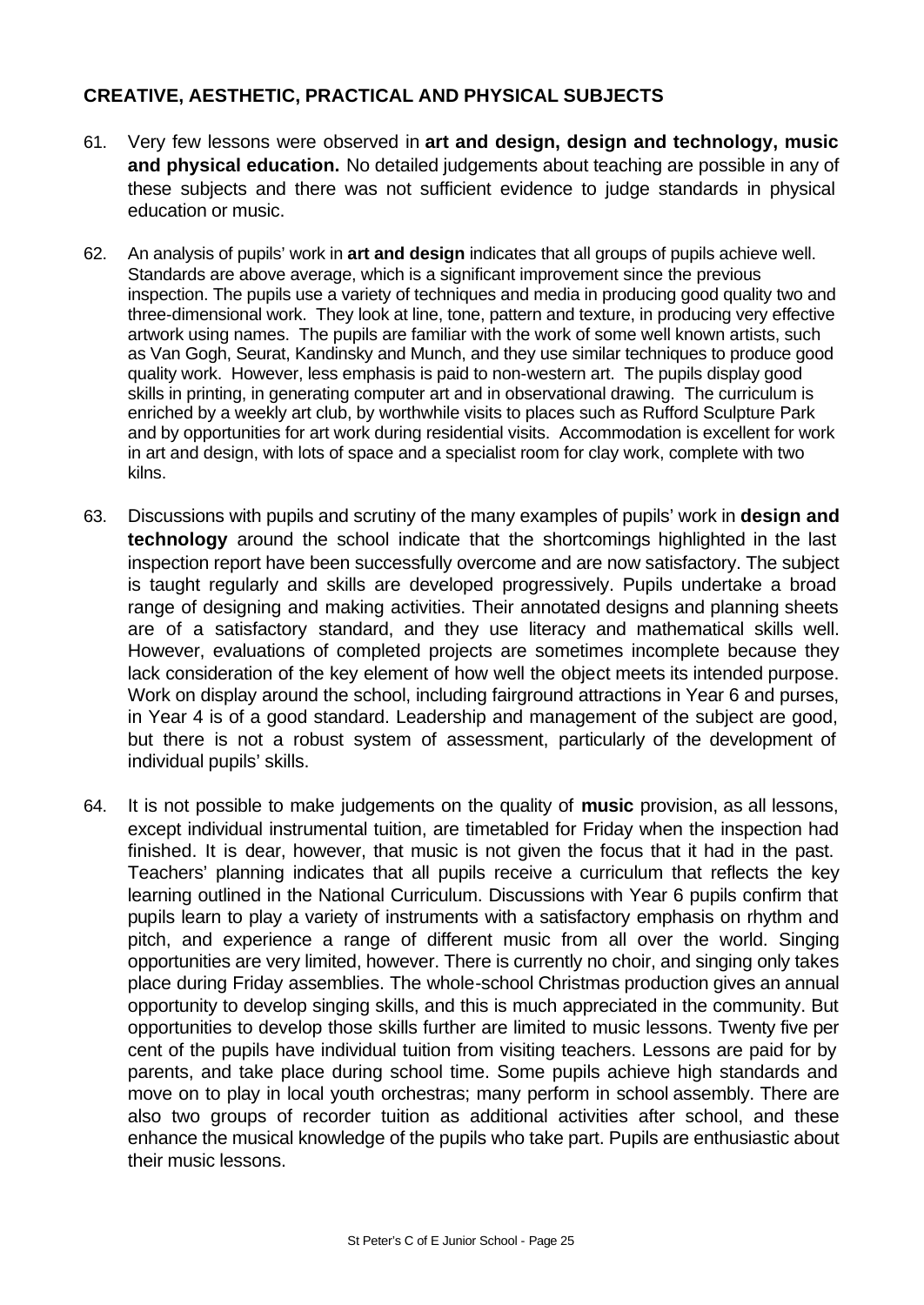## CREATIVE, AESTHETIC, PRACTICAL AND PHYSICAL SUBJECTS

61. Very few lessons were observed in **art and design, design and technology, music and physical education.** No detailed judgements about teaching are possible in any of these subjects and there was not sufficient evidence to judge standards in physical education or music.

62. An analysis of pupils' work in **art and design** indicates that all groups of pupils achieve well. Standards are above average, which is a significant improvement since the previous inspection. The pupils use a variety of techniques and media in producing good quality two and three-dimensional work. They look at line, tone, pattern and texture, in producing very effective artwork using names. The pupils are familiar with the work of some well known artists, such as Van Gogh, Seurat, Kandinsky and Munch, and they use similar techniques to produce good quality work. However, less emphasis is paid to non-western art. The pupils display good skills in printing, in generating computer art and in observational drawing. The curriculum is enriched by a weekly art club, by worthwhile visits to places such as Rufford Sculpture Park and by opportunities for art work during residential visits. Accommodation is excellent for work in art and design, with lots of space and a specialist room for clay work, complete with two kilns.

63. Discussions with pupils and scrutiny of the many examples of pupils' work in **design and technology** around the school indicate that the shortcomings highlighted in the last inspection report have been successfully overcome and are now satisfactory. The subject is taught regularly and skills are developed progressively. Pupils undertake a broad range of designing and making activities. Their annotated designs and planning sheets are of a satisfactory standard, and they use literacy and mathematical skills well. However, evaluations of completed projects are sometimes incomplete because they lack consideration of the key element of how well the object meets its intended purpose. Work on display around the school, including fairground attractions in Year 6 and purses, in Year 4 is of a good standard. Leadership and management of the subject are good, but there is not a robust system of assessment, particularly of the development of individual pupils' skills.

64. It is not possible to make judgements on the quality of **music** provision, as all lessons, except individual instrumental tuition, are timetabled for Friday when the inspection had finished. It is dear, however, that music is not given the focus that it had in the past. Teachers' planning indicates that all pupils receive a curriculum that reflects the key learning outlined in the National Curriculum. Discussions with Year 6 pupils confirm that pupils learn to play a variety of instruments with a satisfactory emphasis on rhythm and pitch, and experience a range of different music from all over the world. Singing opportunities are very limited, however. There is currently no choir, and singing only takes place during Friday assemblies. The whole-school Christmas production gives an annual opportunity to develop singing skills, and this is much appreciated in the community. But opportunities to develop those skills further are limited to music lessons. Twenty five per cent of the pupils have individual tuition from visiting teachers. Lessons are paid for by parents, and take place during school time. Some pupils achieve high standards and move on to play in local youth orchestras; many perform in school assembly. There are also two groups of recorder tuition as additional activities after school, and these enhance the musical knowledge of the pupils who take part. Pupils are enthusiastic about their music lessons.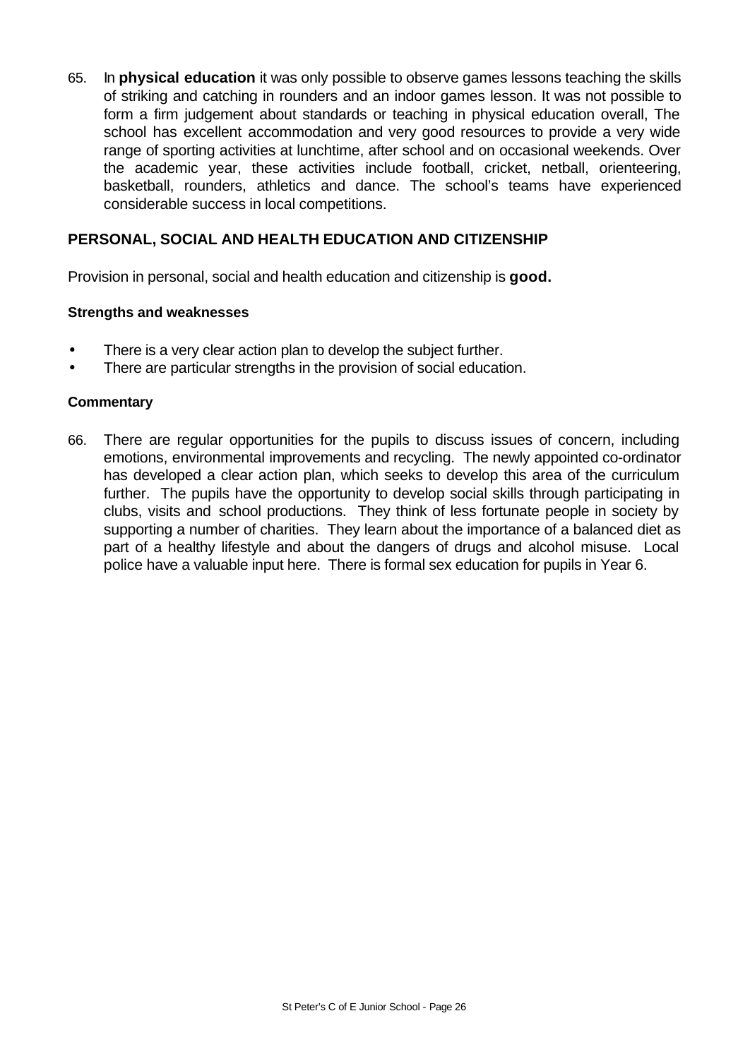65. In **physical education** it was only possible to observe games lessons teaching the skills of striking and catching in rounders and an indoor games lesson. It was not possible to form a firm judgement about standards or teaching in physical education overall, The school has excellent accommodation and very good resources to provide a very wide range of sporting activities at lunchtime, after school and on occasional weekends. Over the academic year, these activities include football, cricket, netball, orienteering, basketball, rounders, athletics and dance. The school's teams have experienced considerable success in local competitions.

## PERSONAL, SOCIAL AND HEALTH EDUCATION AND CITIZENSHIP

Provision in personal, social and health education and citizenship is **good.**

#### Strengths and weaknesses

- There is a very clear action plan to develop the subject further.
- There are particular strengths in the provision of social education.

#### Commentary

66. There are regular opportunities for the pupils to discuss issues of concern, including emotions, environmental improvements and recycling. The newly appointed co-ordinator has developed a clear action plan, which seeks to develop this area of the curriculum further. The pupils have the opportunity to develop social skills through participating in clubs, visits and school productions. They think of less fortunate people in society by supporting a number of charities. They learn about the importance of a balanced diet as part of a healthy lifestyle and about the dangers of drugs and alcohol misuse. Local police have a valuable input here. There is formal sex education for pupils in Year 6.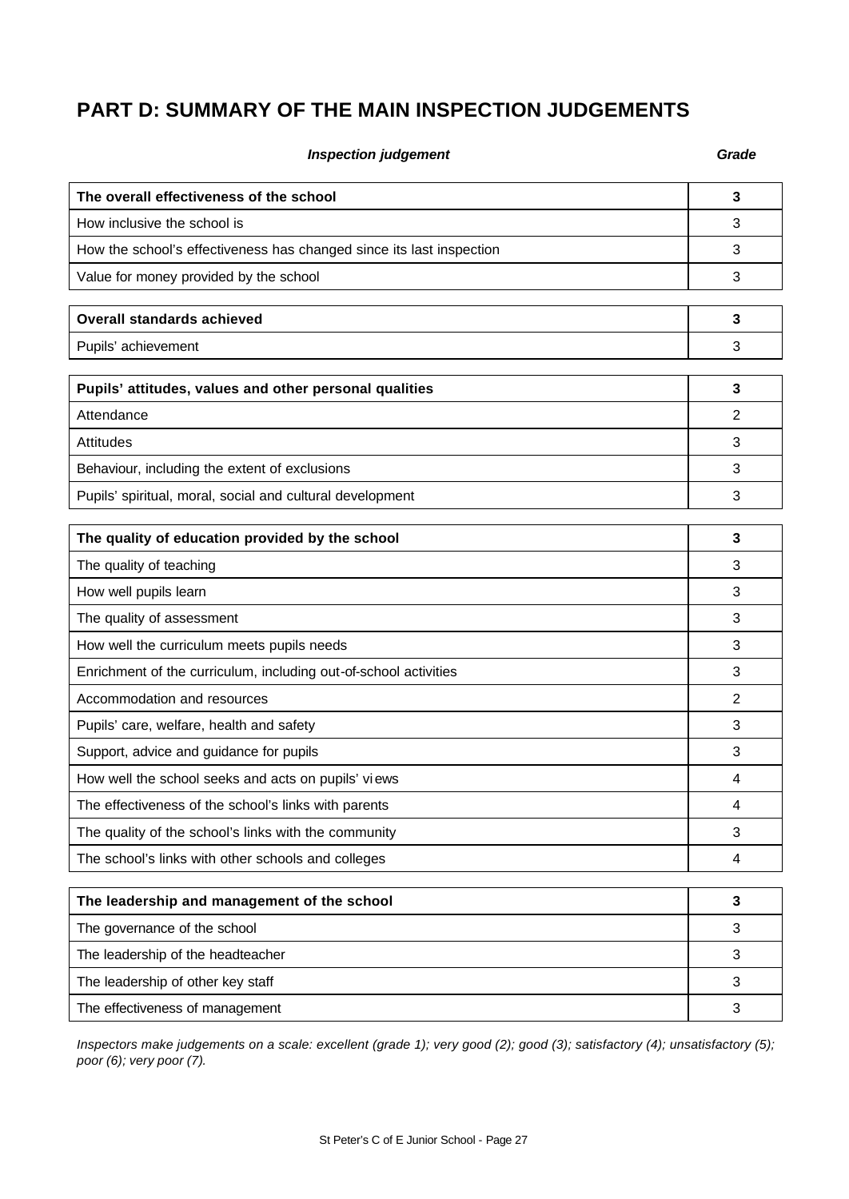# PART D: SUMMARY OF THE MAIN INSPECTION JUDGEMENTS

| *Inspection judgement* | *Grade* |
|---|---|
| **The overall effectiveness of the school** | **3** |
| How inclusive the school is | 3 |
| How the school's effectiveness has changed since its last inspection | 3 |
| Value for money provided by the school | 3 |
| **Overall standards achieved** | **3** |
| Pupils' achievement | 3 |
| **Pupils' attitudes, values and other personal qualities** | **3** |
| Attendance | 2 |
| Attitudes | 3 |
| Behaviour, including the extent of exclusions | 3 |
| Pupils' spiritual, moral, social and cultural development | 3 |
| **The quality of education provided by the school** | **3** |
| The quality of teaching | 3 |
| How well pupils learn | 3 |
| The quality of assessment | 3 |
| How well the curriculum meets pupils needs | 3 |
| Enrichment of the curriculum, including out-of-school activities | 3 |
| Accommodation and resources | 2 |
| Pupils' care, welfare, health and safety | 3 |
| Support, advice and guidance for pupils | 3 |
| How well the school seeks and acts on pupils' views | 4 |
| The effectiveness of the school's links with parents | 4 |
| The quality of the school's links with the community | 3 |
| The school's links with other schools and colleges | 4 |
| **The leadership and management of the school** | **3** |
| The governance of the school | 3 |
| The leadership of the headteacher | 3 |
| The leadership of other key staff | 3 |
| The effectiveness of management | 3 |

*Inspectors make judgements on a scale: excellent (grade 1); very good (2); good (3); satisfactory (4); unsatisfactory (5); poor (6); very poor (7).*